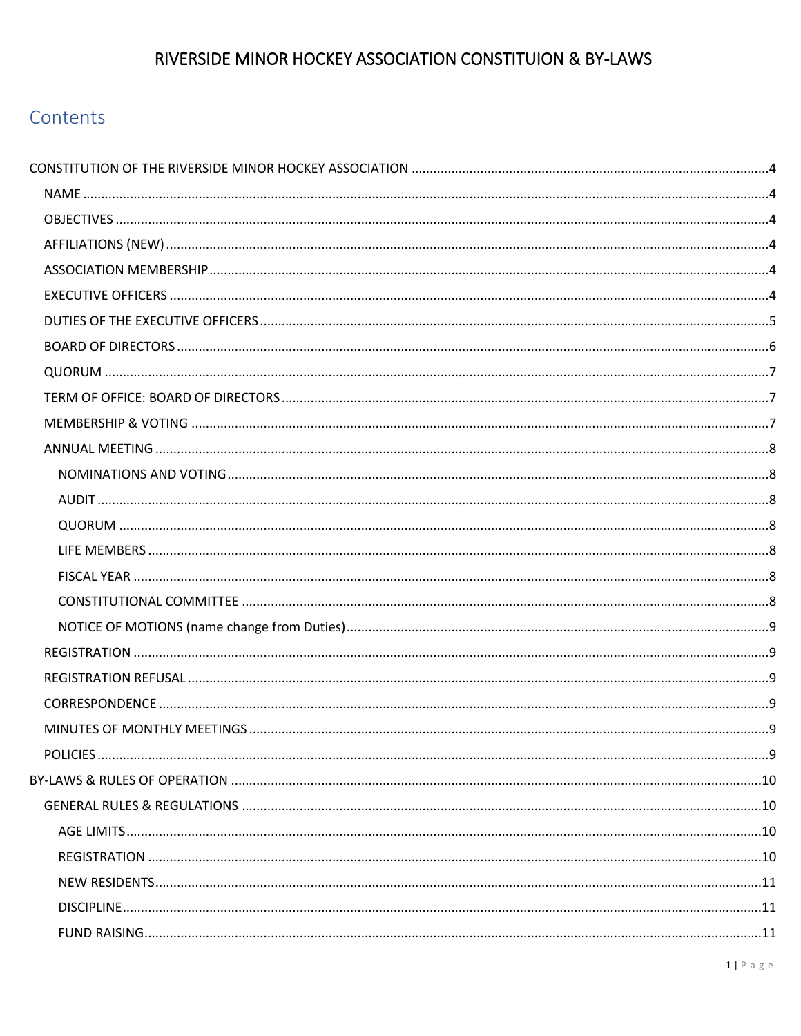# RIVERSIDE MINOR HOCKEY ASSOCIATION CONSTITUION & BY-LAWS

## Contents

CONSTITUTION OF THE RIVERSIDE MINOR HOCKEY ASSOCIATION ....................4

- NAME ....................4
- OBJECTIVES ....................4
- AFFILIATIONS (NEW) ....................4
- ASSOCIATION MEMBERSHIP ....................4
- EXECUTIVE OFFICERS ....................4
- DUTIES OF THE EXECUTIVE OFFICERS ....................5
- BOARD OF DIRECTORS ....................6
- QUORUM ....................7
- TERM OF OFFICE: BOARD OF DIRECTORS ....................7
- MEMBERSHIP & VOTING ....................7
- ANNUAL MEETING ....................8
  - NOMINATIONS AND VOTING ....................8
  - AUDIT ....................8
  - QUORUM ....................8
  - LIFE MEMBERS ....................8
  - FISCAL YEAR ....................8
  - CONSTITUTIONAL COMMITTEE ....................8
  - NOTICE OF MOTIONS (name change from Duties) ....................9
- REGISTRATION ....................9
- REGISTRATION REFUSAL ....................9
- CORRESPONDENCE ....................9
- MINUTES OF MONTHLY MEETINGS ....................9
- POLICIES ....................9

BY-LAWS & RULES OF OPERATION ....................10

- GENERAL RULES & REGULATIONS ....................10
  - AGE LIMITS ....................10
  - REGISTRATION ....................10
  - NEW RESIDENTS ....................11
  - DISCIPLINE ....................11
  - FUND RAISING ....................11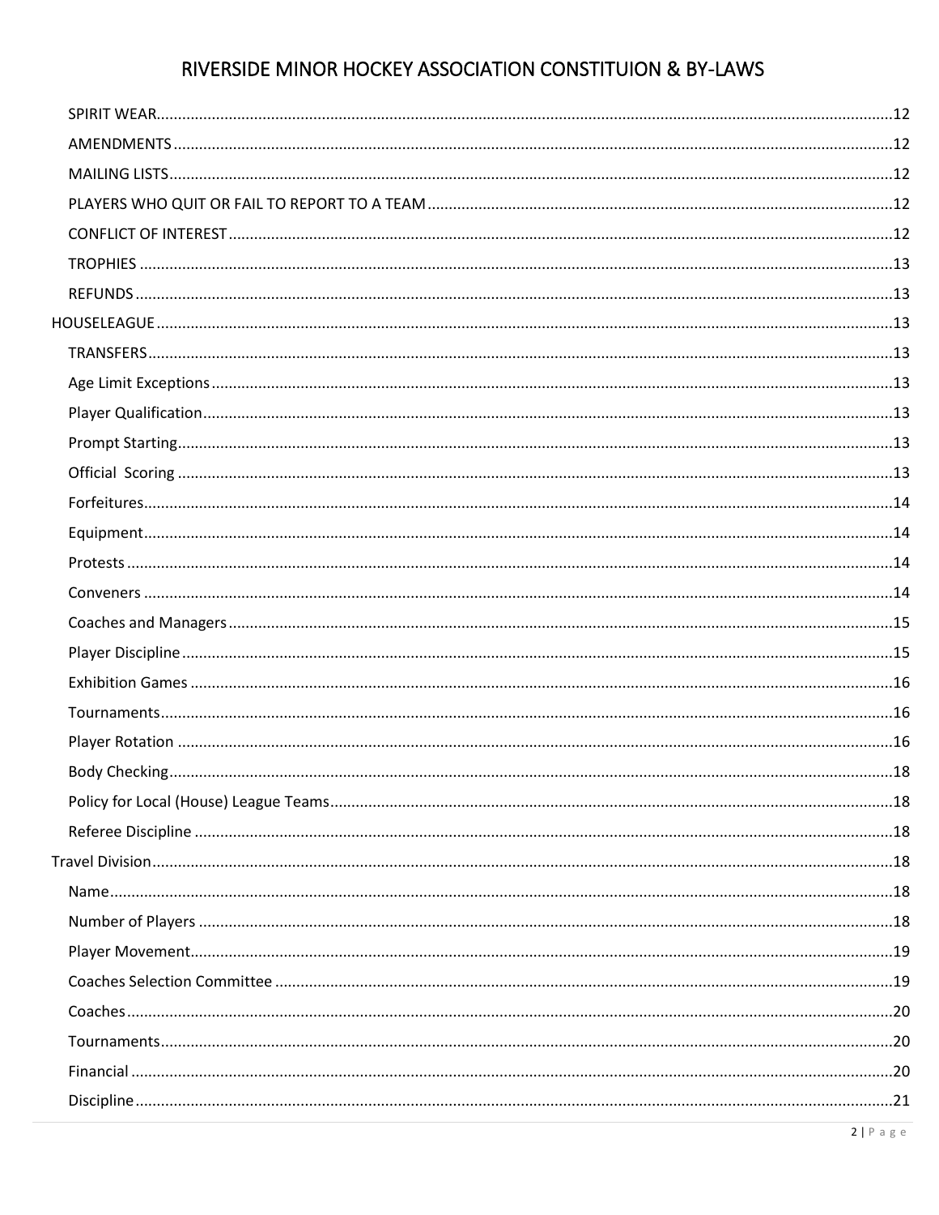- SPIRIT WEAR ........ 12
- AMENDMENTS ........ 12
- MAILING LISTS ........ 12
- PLAYERS WHO QUIT OR FAIL TO REPORT TO A TEAM ........ 12
- CONFLICT OF INTEREST ........ 12
- TROPHIES ........ 13
- REFUNDS ........ 13

HOUSELEAGUE ........ 13

- TRANSFERS ........ 13
- Age Limit Exceptions ........ 13
- Player Qualification ........ 13
- Prompt Starting ........ 13
- Official Scoring ........ 13
- Forfeitures ........ 14
- Equipment ........ 14
- Protests ........ 14
- Conveners ........ 14
- Coaches and Managers ........ 15
- Player Discipline ........ 15
- Exhibition Games ........ 16
- Tournaments ........ 16
- Player Rotation ........ 16
- Body Checking ........ 18
- Policy for Local (House) League Teams ........ 18
- Referee Discipline ........ 18

Travel Division ........ 18

- Name ........ 18
- Number of Players ........ 18
- Player Movement ........ 19
- Coaches Selection Committee ........ 19
- Coaches ........ 20
- Tournaments ........ 20
- Financial ........ 20
- Discipline ........ 21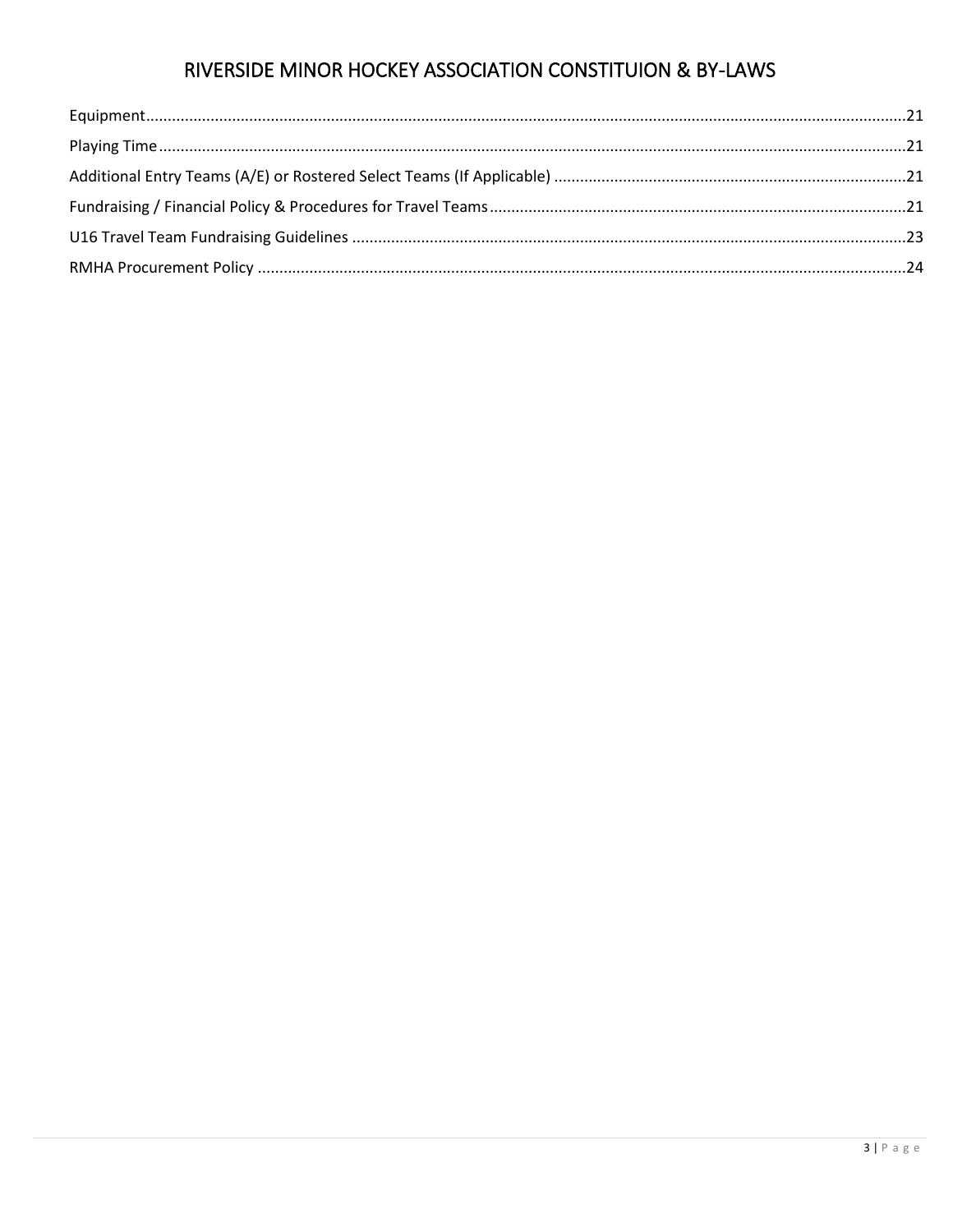Equipment .......................................................................................................................................................21
Playing Time ....................................................................................................................................................21
Additional Entry Teams (A/E) or Rostered Select Teams (If Applicable) ..................................................................................21
Fundraising / Financial Policy & Procedures for Travel Teams ....................................................................................21
U16 Travel Team Fundraising Guidelines ..........................................................................................................23
RMHA Procurement Policy ................................................................................................................................24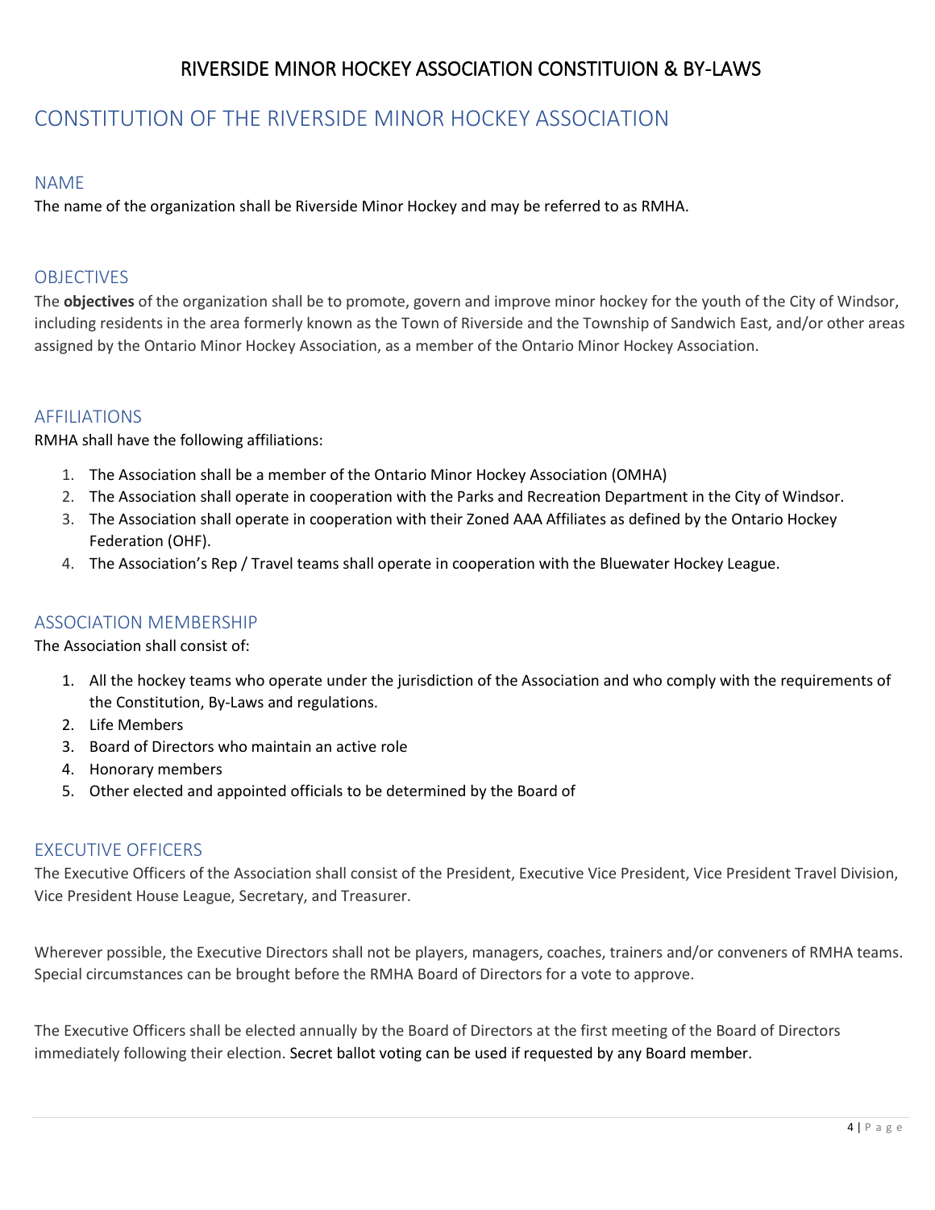# RIVERSIDE MINOR HOCKEY ASSOCIATION CONSTITUION & BY-LAWS

## CONSTITUTION OF THE RIVERSIDE MINOR HOCKEY ASSOCIATION

### NAME

The name of the organization shall be Riverside Minor Hockey and may be referred to as RMHA.

### OBJECTIVES

The **objectives** of the organization shall be to promote, govern and improve minor hockey for the youth of the City of Windsor, including residents in the area formerly known as the Town of Riverside and the Township of Sandwich East, and/or other areas assigned by the Ontario Minor Hockey Association, as a member of the Ontario Minor Hockey Association.

### AFFILIATIONS

RMHA shall have the following affiliations:

1. The Association shall be a member of the Ontario Minor Hockey Association (OMHA)
2. The Association shall operate in cooperation with the Parks and Recreation Department in the City of Windsor.
3. The Association shall operate in cooperation with their Zoned AAA Affiliates as defined by the Ontario Hockey Federation (OHF).
4. The Association's Rep / Travel teams shall operate in cooperation with the Bluewater Hockey League.

### ASSOCIATION MEMBERSHIP

The Association shall consist of:

1. All the hockey teams who operate under the jurisdiction of the Association and who comply with the requirements of the Constitution, By-Laws and regulations.
2. Life Members
3. Board of Directors who maintain an active role
4. Honorary members
5. Other elected and appointed officials to be determined by the Board of

### EXECUTIVE OFFICERS

The Executive Officers of the Association shall consist of the President, Executive Vice President, Vice President Travel Division, Vice President House League, Secretary, and Treasurer.

Wherever possible, the Executive Directors shall not be players, managers, coaches, trainers and/or conveners of RMHA teams. Special circumstances can be brought before the RMHA Board of Directors for a vote to approve.

The Executive Officers shall be elected annually by the Board of Directors at the first meeting of the Board of Directors immediately following their election. Secret ballot voting can be used if requested by any Board member.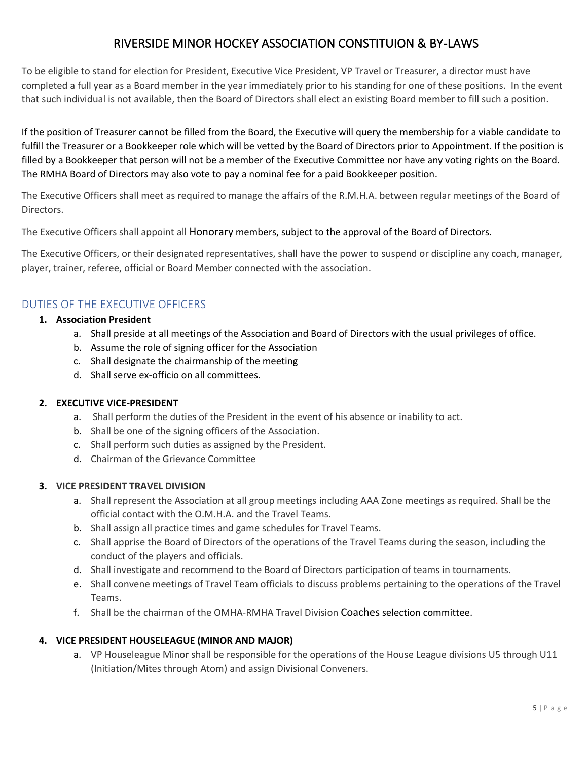# RIVERSIDE MINOR HOCKEY ASSOCIATION CONSTITUION & BY-LAWS

To be eligible to stand for election for President, Executive Vice President, VP Travel or Treasurer, a director must have completed a full year as a Board member in the year immediately prior to his standing for one of these positions. In the event that such individual is not available, then the Board of Directors shall elect an existing Board member to fill such a position.

If the position of Treasurer cannot be filled from the Board, the Executive will query the membership for a viable candidate to fulfill the Treasurer or a Bookkeeper role which will be vetted by the Board of Directors prior to Appointment. If the position is filled by a Bookkeeper that person will not be a member of the Executive Committee nor have any voting rights on the Board. The RMHA Board of Directors may also vote to pay a nominal fee for a paid Bookkeeper position.

The Executive Officers shall meet as required to manage the affairs of the R.M.H.A. between regular meetings of the Board of Directors.

The Executive Officers shall appoint all Honorary members, subject to the approval of the Board of Directors.

The Executive Officers, or their designated representatives, shall have the power to suspend or discipline any coach, manager, player, trainer, referee, official or Board Member connected with the association.

## DUTIES OF THE EXECUTIVE OFFICERS

1. **Association President**
   a. Shall preside at all meetings of the Association and Board of Directors with the usual privileges of office.
   b. Assume the role of signing officer for the Association
   c. Shall designate the chairmanship of the meeting
   d. Shall serve ex-officio on all committees.

2. **EXECUTIVE VICE-PRESIDENT**
   a. Shall perform the duties of the President in the event of his absence or inability to act.
   b. Shall be one of the signing officers of the Association.
   c. Shall perform such duties as assigned by the President.
   d. Chairman of the Grievance Committee

3. **VICE PRESIDENT TRAVEL DIVISION**
   a. Shall represent the Association at all group meetings including AAA Zone meetings as required. Shall be the official contact with the O.M.H.A. and the Travel Teams.
   b. Shall assign all practice times and game schedules for Travel Teams.
   c. Shall apprise the Board of Directors of the operations of the Travel Teams during the season, including the conduct of the players and officials.
   d. Shall investigate and recommend to the Board of Directors participation of teams in tournaments.
   e. Shall convene meetings of Travel Team officials to discuss problems pertaining to the operations of the Travel Teams.
   f. Shall be the chairman of the OMHA-RMHA Travel Division Coaches selection committee.

4. **VICE PRESIDENT HOUSELEAGUE (MINOR AND MAJOR)**
   a. VP Houseleague Minor shall be responsible for the operations of the House League divisions U5 through U11 (Initiation/Mites through Atom) and assign Divisional Conveners.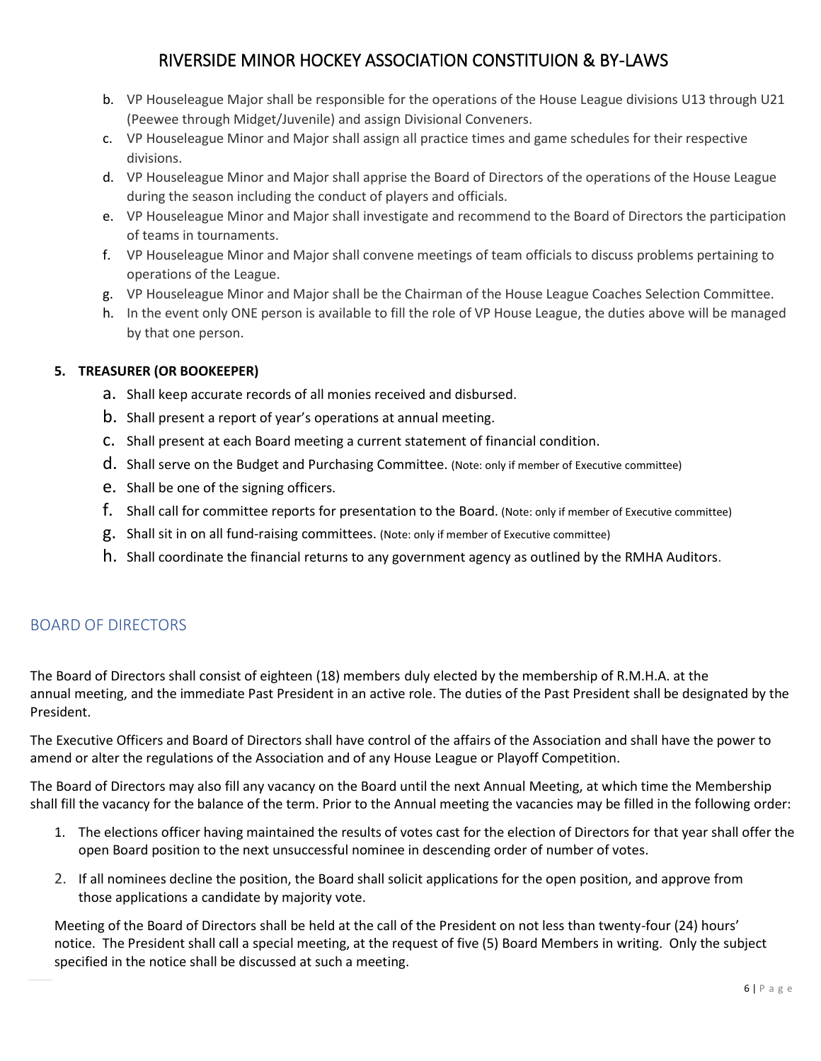b. VP Houseleague Major shall be responsible for the operations of the House League divisions U13 through U21 (Peewee through Midget/Juvenile) and assign Divisional Conveners.
c. VP Houseleague Minor and Major shall assign all practice times and game schedules for their respective divisions.
d. VP Houseleague Minor and Major shall apprise the Board of Directors of the operations of the House League during the season including the conduct of players and officials.
e. VP Houseleague Minor and Major shall investigate and recommend to the Board of Directors the participation of teams in tournaments.
f. VP Houseleague Minor and Major shall convene meetings of team officials to discuss problems pertaining to operations of the League.
g. VP Houseleague Minor and Major shall be the Chairman of the House League Coaches Selection Committee.
h. In the event only ONE person is available to fill the role of VP House League, the duties above will be managed by that one person.

**5. TREASURER (OR BOOKEEPER)**

a. Shall keep accurate records of all monies received and disbursed.
b. Shall present a report of year's operations at annual meeting.
c. Shall present at each Board meeting a current statement of financial condition.
d. Shall serve on the Budget and Purchasing Committee. (Note: only if member of Executive committee)
e. Shall be one of the signing officers.
f. Shall call for committee reports for presentation to the Board. (Note: only if member of Executive committee)
g. Shall sit in on all fund-raising committees. (Note: only if member of Executive committee)
h. Shall coordinate the financial returns to any government agency as outlined by the RMHA Auditors.

## BOARD OF DIRECTORS

The Board of Directors shall consist of eighteen (18) members duly elected by the membership of R.M.H.A. at the annual meeting, and the immediate Past President in an active role. The duties of the Past President shall be designated by the President.

The Executive Officers and Board of Directors shall have control of the affairs of the Association and shall have the power to amend or alter the regulations of the Association and of any House League or Playoff Competition.

The Board of Directors may also fill any vacancy on the Board until the next Annual Meeting, at which time the Membership shall fill the vacancy for the balance of the term. Prior to the Annual meeting the vacancies may be filled in the following order:

1. The elections officer having maintained the results of votes cast for the election of Directors for that year shall offer the open Board position to the next unsuccessful nominee in descending order of number of votes.
2. If all nominees decline the position, the Board shall solicit applications for the open position, and approve from those applications a candidate by majority vote.

Meeting of the Board of Directors shall be held at the call of the President on not less than twenty-four (24) hours' notice. The President shall call a special meeting, at the request of five (5) Board Members in writing. Only the subject specified in the notice shall be discussed at such a meeting.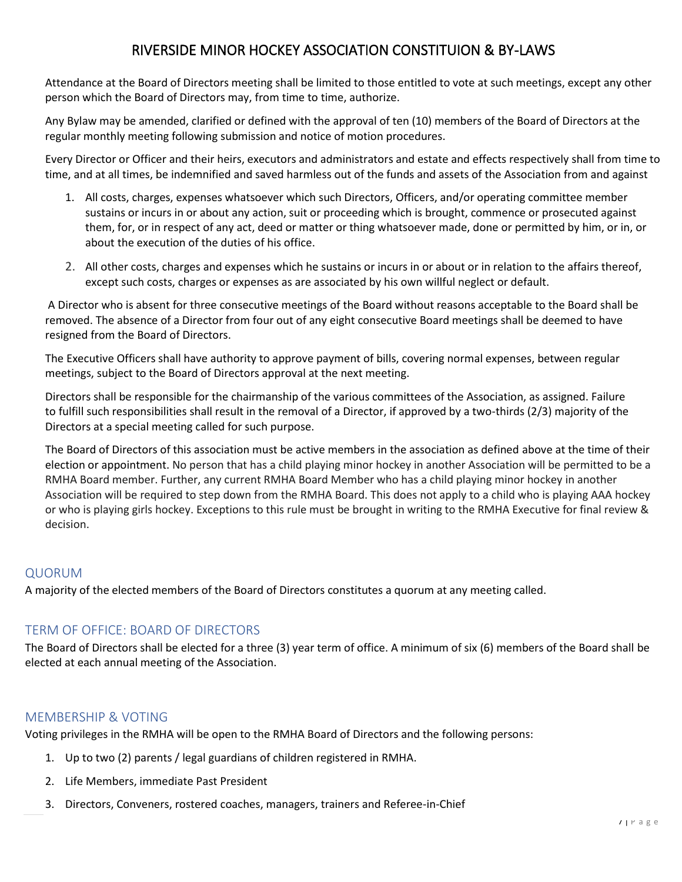Attendance at the Board of Directors meeting shall be limited to those entitled to vote at such meetings, except any other person which the Board of Directors may, from time to time, authorize.

Any Bylaw may be amended, clarified or defined with the approval of ten (10) members of the Board of Directors at the regular monthly meeting following submission and notice of motion procedures.

Every Director or Officer and their heirs, executors and administrators and estate and effects respectively shall from time to time, and at all times, be indemnified and saved harmless out of the funds and assets of the Association from and against

1. All costs, charges, expenses whatsoever which such Directors, Officers, and/or operating committee member sustains or incurs in or about any action, suit or proceeding which is brought, commence or prosecuted against them, for, or in respect of any act, deed or matter or thing whatsoever made, done or permitted by him, or in, or about the execution of the duties of his office.
2. All other costs, charges and expenses which he sustains or incurs in or about or in relation to the affairs thereof, except such costs, charges or expenses as are associated by his own willful neglect or default.

A Director who is absent for three consecutive meetings of the Board without reasons acceptable to the Board shall be removed. The absence of a Director from four out of any eight consecutive Board meetings shall be deemed to have resigned from the Board of Directors.

The Executive Officers shall have authority to approve payment of bills, covering normal expenses, between regular meetings, subject to the Board of Directors approval at the next meeting.

Directors shall be responsible for the chairmanship of the various committees of the Association, as assigned. Failure to fulfill such responsibilities shall result in the removal of a Director, if approved by a two-thirds (2/3) majority of the Directors at a special meeting called for such purpose.

The Board of Directors of this association must be active members in the association as defined above at the time of their election or appointment. No person that has a child playing minor hockey in another Association will be permitted to be a RMHA Board member. Further, any current RMHA Board Member who has a child playing minor hockey in another Association will be required to step down from the RMHA Board. This does not apply to a child who is playing AAA hockey or who is playing girls hockey. Exceptions to this rule must be brought in writing to the RMHA Executive for final review & decision.

## QUORUM

A majority of the elected members of the Board of Directors constitutes a quorum at any meeting called.

## TERM OF OFFICE: BOARD OF DIRECTORS

The Board of Directors shall be elected for a three (3) year term of office. A minimum of six (6) members of the Board shall be elected at each annual meeting of the Association.

## MEMBERSHIP & VOTING

Voting privileges in the RMHA will be open to the RMHA Board of Directors and the following persons:

1. Up to two (2) parents / legal guardians of children registered in RMHA.
2. Life Members, immediate Past President
3. Directors, Conveners, rostered coaches, managers, trainers and Referee-in-Chief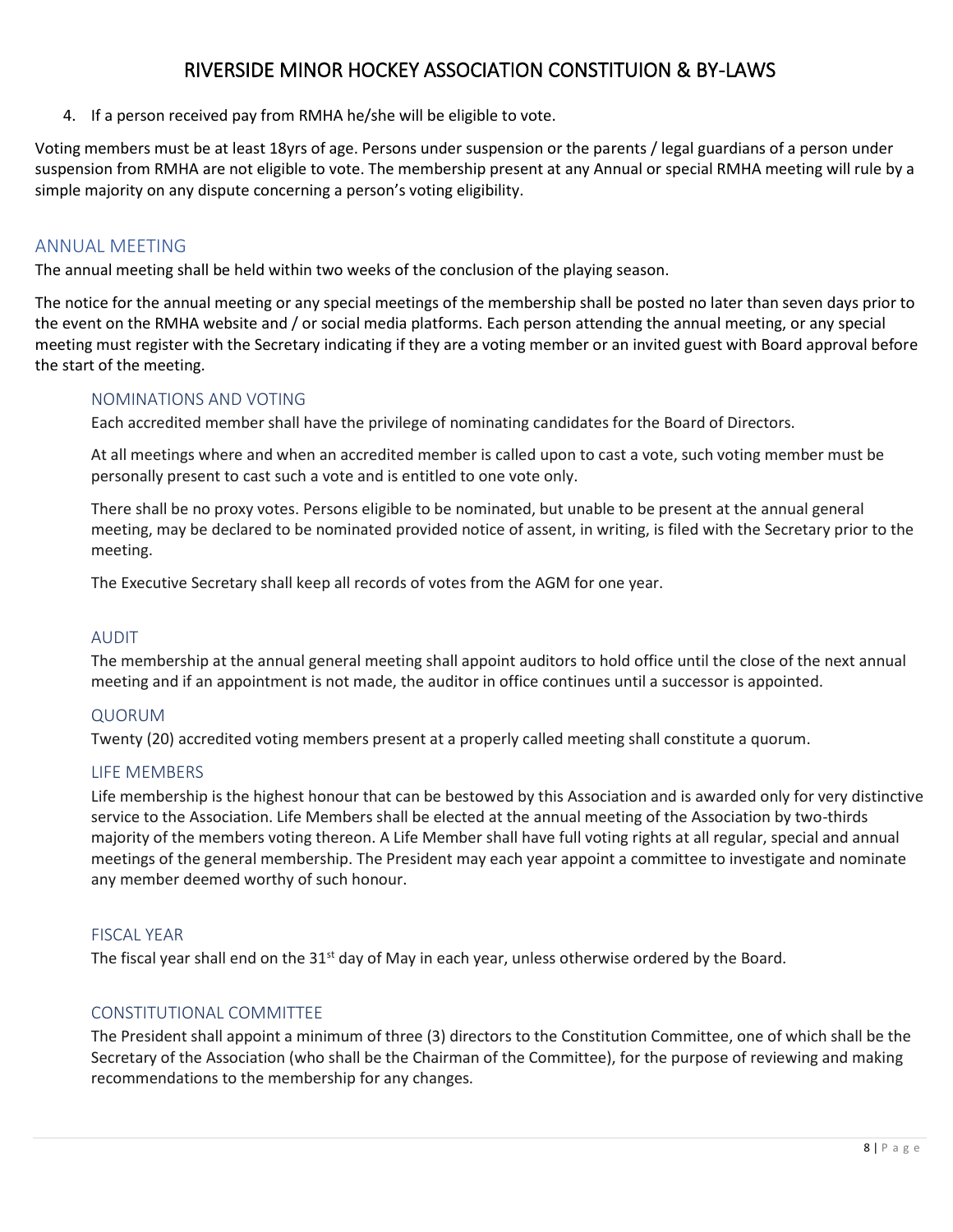4. If a person received pay from RMHA he/she will be eligible to vote.

Voting members must be at least 18yrs of age. Persons under suspension or the parents / legal guardians of a person under suspension from RMHA are not eligible to vote. The membership present at any Annual or special RMHA meeting will rule by a simple majority on any dispute concerning a person's voting eligibility.

## ANNUAL MEETING

The annual meeting shall be held within two weeks of the conclusion of the playing season.

The notice for the annual meeting or any special meetings of the membership shall be posted no later than seven days prior to the event on the RMHA website and / or social media platforms. Each person attending the annual meeting, or any special meeting must register with the Secretary indicating if they are a voting member or an invited guest with Board approval before the start of the meeting.

### NOMINATIONS AND VOTING

Each accredited member shall have the privilege of nominating candidates for the Board of Directors.

At all meetings where and when an accredited member is called upon to cast a vote, such voting member must be personally present to cast such a vote and is entitled to one vote only.

There shall be no proxy votes. Persons eligible to be nominated, but unable to be present at the annual general meeting, may be declared to be nominated provided notice of assent, in writing, is filed with the Secretary prior to the meeting.

The Executive Secretary shall keep all records of votes from the AGM for one year.

### AUDIT

The membership at the annual general meeting shall appoint auditors to hold office until the close of the next annual meeting and if an appointment is not made, the auditor in office continues until a successor is appointed.

### QUORUM

Twenty (20) accredited voting members present at a properly called meeting shall constitute a quorum.

### LIFE MEMBERS

Life membership is the highest honour that can be bestowed by this Association and is awarded only for very distinctive service to the Association. Life Members shall be elected at the annual meeting of the Association by two-thirds majority of the members voting thereon. A Life Member shall have full voting rights at all regular, special and annual meetings of the general membership. The President may each year appoint a committee to investigate and nominate any member deemed worthy of such honour.

### FISCAL YEAR

The fiscal year shall end on the 31st day of May in each year, unless otherwise ordered by the Board.

### CONSTITUTIONAL COMMITTEE

The President shall appoint a minimum of three (3) directors to the Constitution Committee, one of which shall be the Secretary of the Association (who shall be the Chairman of the Committee), for the purpose of reviewing and making recommendations to the membership for any changes.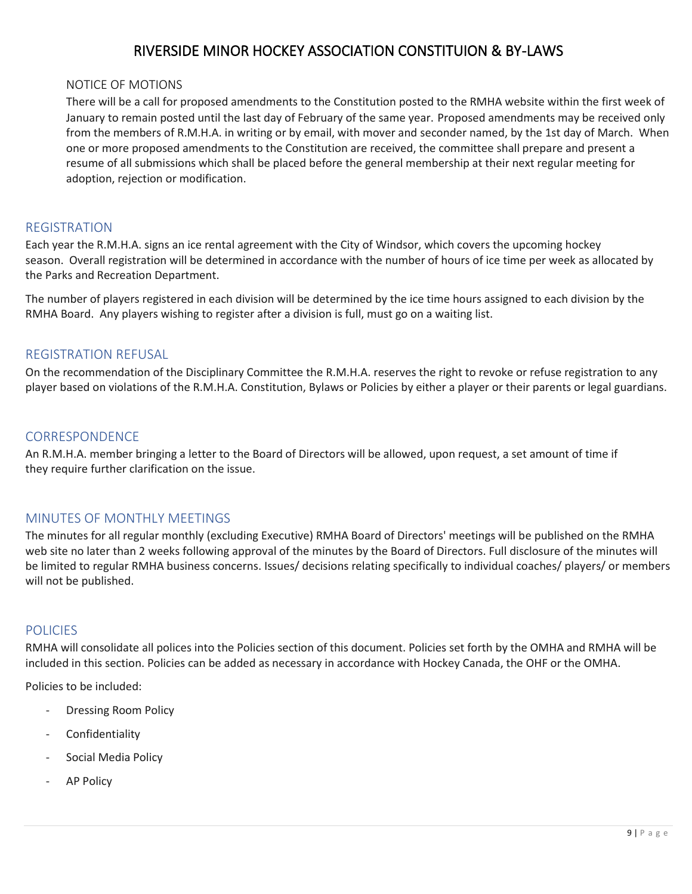NOTICE OF MOTIONS

There will be a call for proposed amendments to the Constitution posted to the RMHA website within the first week of January to remain posted until the last day of February of the same year. Proposed amendments may be received only from the members of R.M.H.A. in writing or by email, with mover and seconder named, by the 1st day of March. When one or more proposed amendments to the Constitution are received, the committee shall prepare and present a resume of all submissions which shall be placed before the general membership at their next regular meeting for adoption, rejection or modification.

## REGISTRATION

Each year the R.M.H.A. signs an ice rental agreement with the City of Windsor, which covers the upcoming hockey season. Overall registration will be determined in accordance with the number of hours of ice time per week as allocated by the Parks and Recreation Department.

The number of players registered in each division will be determined by the ice time hours assigned to each division by the RMHA Board. Any players wishing to register after a division is full, must go on a waiting list.

## REGISTRATION REFUSAL

On the recommendation of the Disciplinary Committee the R.M.H.A. reserves the right to revoke or refuse registration to any player based on violations of the R.M.H.A. Constitution, Bylaws or Policies by either a player or their parents or legal guardians.

## CORRESPONDENCE

An R.M.H.A. member bringing a letter to the Board of Directors will be allowed, upon request, a set amount of time if they require further clarification on the issue.

## MINUTES OF MONTHLY MEETINGS

The minutes for all regular monthly (excluding Executive) RMHA Board of Directors' meetings will be published on the RMHA web site no later than 2 weeks following approval of the minutes by the Board of Directors. Full disclosure of the minutes will be limited to regular RMHA business concerns. Issues/ decisions relating specifically to individual coaches/ players/ or members will not be published.

## POLICIES

RMHA will consolidate all polices into the Policies section of this document. Policies set forth by the OMHA and RMHA will be included in this section. Policies can be added as necessary in accordance with Hockey Canada, the OHF or the OMHA.

Policies to be included:

- Dressing Room Policy
- Confidentiality
- Social Media Policy
- AP Policy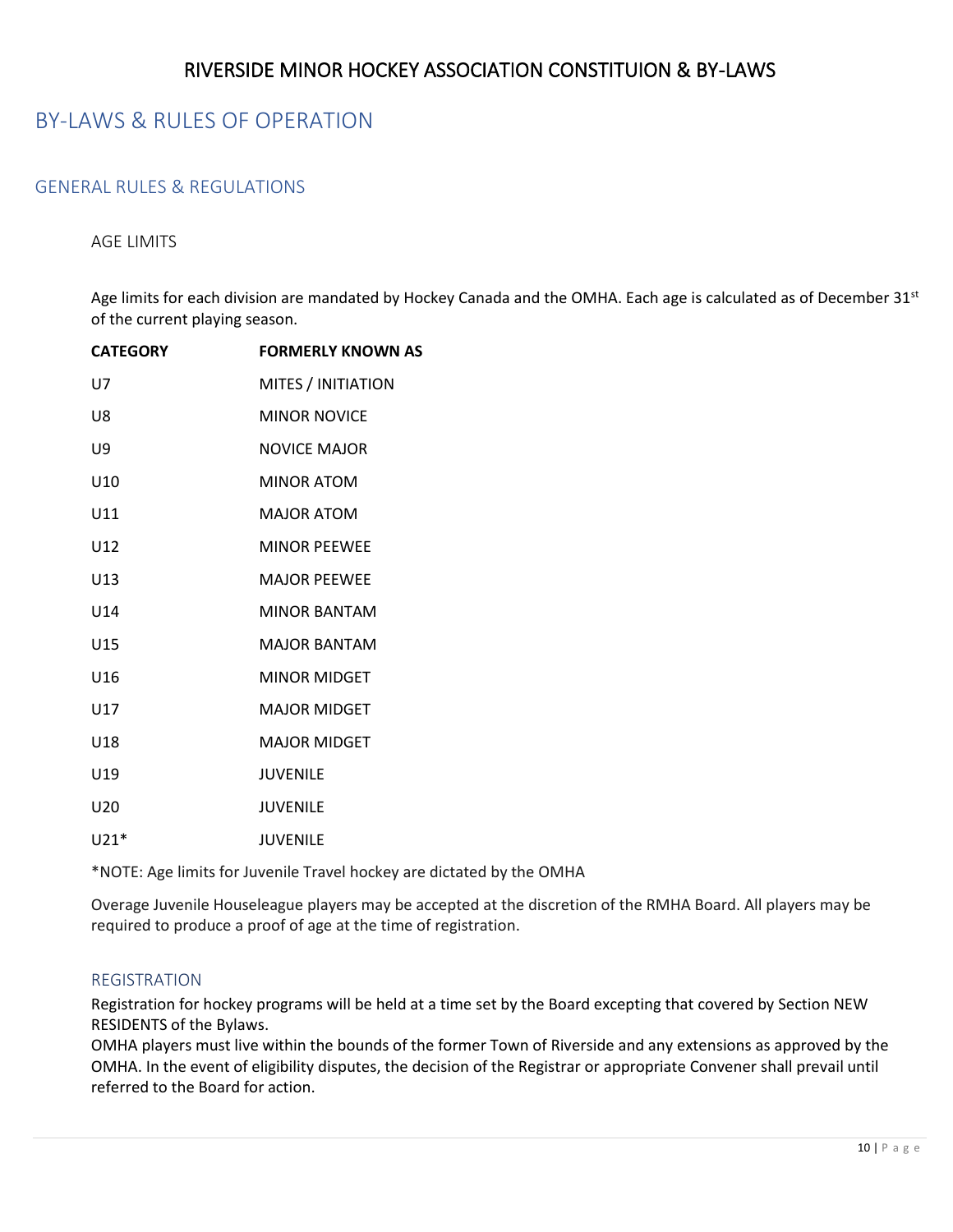# BY-LAWS & RULES OF OPERATION

## GENERAL RULES & REGULATIONS

### AGE LIMITS

Age limits for each division are mandated by Hockey Canada and the OMHA. Each age is calculated as of December 31st of the current playing season.

| CATEGORY | FORMERLY KNOWN AS |
|---|---|
| U7 | MITES / INITIATION |
| U8 | MINOR NOVICE |
| U9 | NOVICE MAJOR |
| U10 | MINOR ATOM |
| U11 | MAJOR ATOM |
| U12 | MINOR PEEWEE |
| U13 | MAJOR PEEWEE |
| U14 | MINOR BANTAM |
| U15 | MAJOR BANTAM |
| U16 | MINOR MIDGET |
| U17 | MAJOR MIDGET |
| U18 | MAJOR MIDGET |
| U19 | JUVENILE |
| U20 | JUVENILE |
| U21* | JUVENILE |

*NOTE: Age limits for Juvenile Travel hockey are dictated by the OMHA

Overage Juvenile Houseleague players may be accepted at the discretion of the RMHA Board. All players may be required to produce a proof of age at the time of registration.

### REGISTRATION

Registration for hockey programs will be held at a time set by the Board excepting that covered by Section NEW RESIDENTS of the Bylaws.

OMHA players must live within the bounds of the former Town of Riverside and any extensions as approved by the OMHA. In the event of eligibility disputes, the decision of the Registrar or appropriate Convener shall prevail until referred to the Board for action.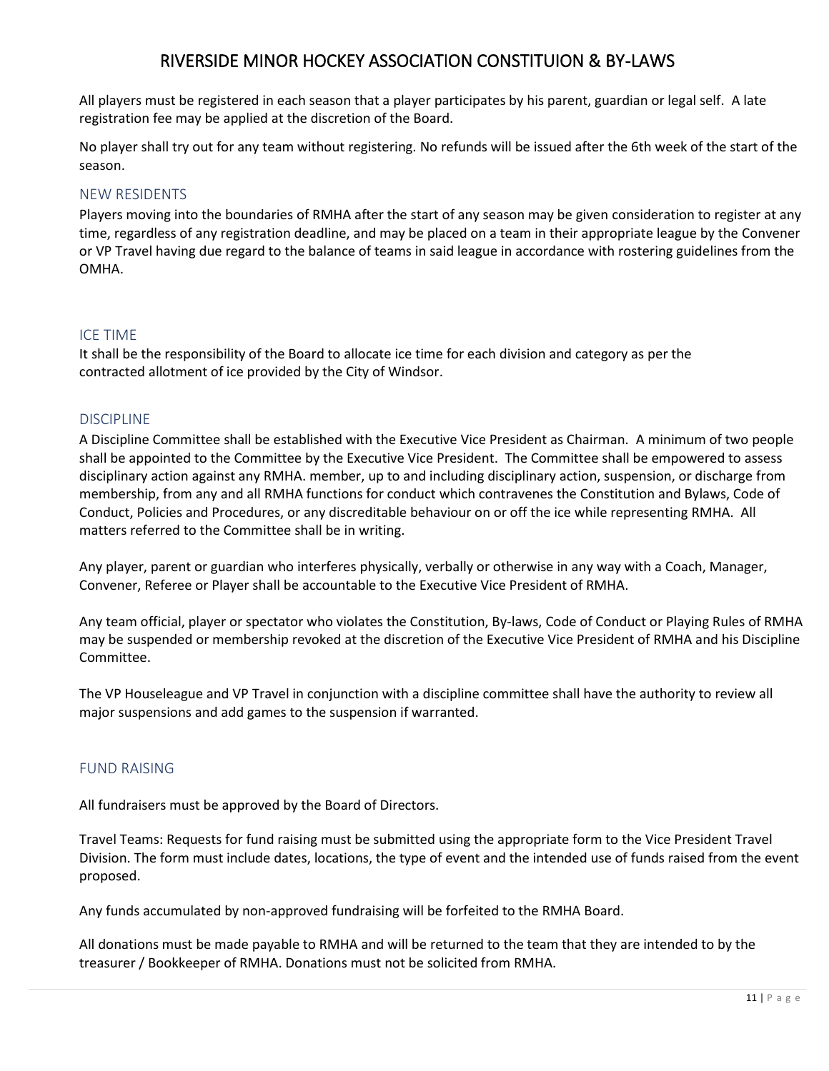All players must be registered in each season that a player participates by his parent, guardian or legal self. A late registration fee may be applied at the discretion of the Board.

No player shall try out for any team without registering. No refunds will be issued after the 6th week of the start of the season.

## NEW RESIDENTS

Players moving into the boundaries of RMHA after the start of any season may be given consideration to register at any time, regardless of any registration deadline, and may be placed on a team in their appropriate league by the Convener or VP Travel having due regard to the balance of teams in said league in accordance with rostering guidelines from the OMHA.

## ICE TIME

It shall be the responsibility of the Board to allocate ice time for each division and category as per the contracted allotment of ice provided by the City of Windsor.

## DISCIPLINE

A Discipline Committee shall be established with the Executive Vice President as Chairman. A minimum of two people shall be appointed to the Committee by the Executive Vice President. The Committee shall be empowered to assess disciplinary action against any RMHA. member, up to and including disciplinary action, suspension, or discharge from membership, from any and all RMHA functions for conduct which contravenes the Constitution and Bylaws, Code of Conduct, Policies and Procedures, or any discreditable behaviour on or off the ice while representing RMHA. All matters referred to the Committee shall be in writing.

Any player, parent or guardian who interferes physically, verbally or otherwise in any way with a Coach, Manager, Convener, Referee or Player shall be accountable to the Executive Vice President of RMHA.

Any team official, player or spectator who violates the Constitution, By-laws, Code of Conduct or Playing Rules of RMHA may be suspended or membership revoked at the discretion of the Executive Vice President of RMHA and his Discipline Committee.

The VP Houseleague and VP Travel in conjunction with a discipline committee shall have the authority to review all major suspensions and add games to the suspension if warranted.

## FUND RAISING

All fundraisers must be approved by the Board of Directors.

Travel Teams: Requests for fund raising must be submitted using the appropriate form to the Vice President Travel Division. The form must include dates, locations, the type of event and the intended use of funds raised from the event proposed.

Any funds accumulated by non-approved fundraising will be forfeited to the RMHA Board.

All donations must be made payable to RMHA and will be returned to the team that they are intended to by the treasurer / Bookkeeper of RMHA. Donations must not be solicited from RMHA.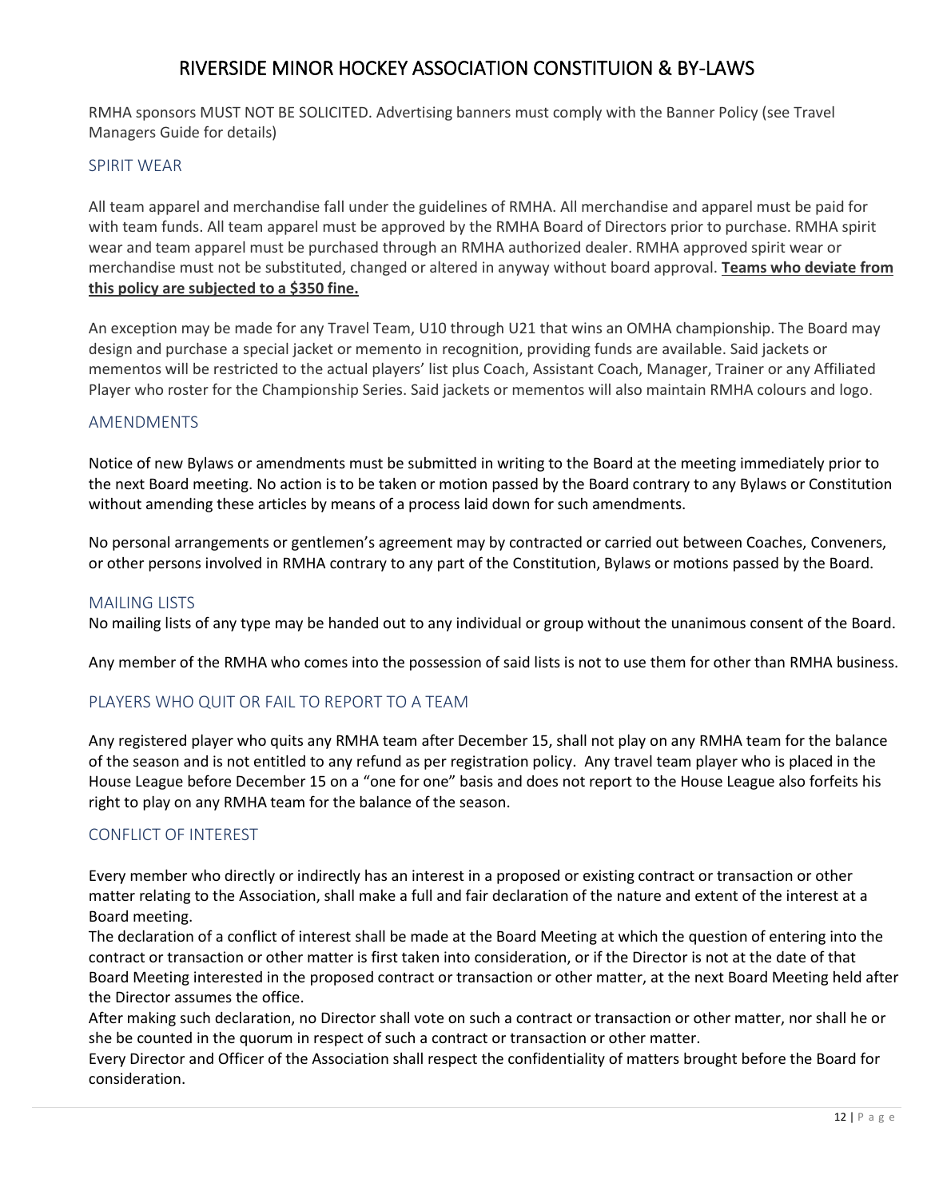RMHA sponsors MUST NOT BE SOLICITED. Advertising banners must comply with the Banner Policy (see Travel Managers Guide for details)

## SPIRIT WEAR

All team apparel and merchandise fall under the guidelines of RMHA. All merchandise and apparel must be paid for with team funds. All team apparel must be approved by the RMHA Board of Directors prior to purchase. RMHA spirit wear and team apparel must be purchased through an RMHA authorized dealer. RMHA approved spirit wear or merchandise must not be substituted, changed or altered in anyway without board approval. **Teams who deviate from this policy are subjected to a $350 fine.**

An exception may be made for any Travel Team, U10 through U21 that wins an OMHA championship. The Board may design and purchase a special jacket or memento in recognition, providing funds are available. Said jackets or mementos will be restricted to the actual players' list plus Coach, Assistant Coach, Manager, Trainer or any Affiliated Player who roster for the Championship Series. Said jackets or mementos will also maintain RMHA colours and logo.

## AMENDMENTS

Notice of new Bylaws or amendments must be submitted in writing to the Board at the meeting immediately prior to the next Board meeting. No action is to be taken or motion passed by the Board contrary to any Bylaws or Constitution without amending these articles by means of a process laid down for such amendments.

No personal arrangements or gentlemen's agreement may by contracted or carried out between Coaches, Conveners, or other persons involved in RMHA contrary to any part of the Constitution, Bylaws or motions passed by the Board.

## MAILING LISTS

No mailing lists of any type may be handed out to any individual or group without the unanimous consent of the Board.

Any member of the RMHA who comes into the possession of said lists is not to use them for other than RMHA business.

## PLAYERS WHO QUIT OR FAIL TO REPORT TO A TEAM

Any registered player who quits any RMHA team after December 15, shall not play on any RMHA team for the balance of the season and is not entitled to any refund as per registration policy. Any travel team player who is placed in the House League before December 15 on a "one for one" basis and does not report to the House League also forfeits his right to play on any RMHA team for the balance of the season.

## CONFLICT OF INTEREST

Every member who directly or indirectly has an interest in a proposed or existing contract or transaction or other matter relating to the Association, shall make a full and fair declaration of the nature and extent of the interest at a Board meeting.

The declaration of a conflict of interest shall be made at the Board Meeting at which the question of entering into the contract or transaction or other matter is first taken into consideration, or if the Director is not at the date of that Board Meeting interested in the proposed contract or transaction or other matter, at the next Board Meeting held after the Director assumes the office.

After making such declaration, no Director shall vote on such a contract or transaction or other matter, nor shall he or she be counted in the quorum in respect of such a contract or transaction or other matter.

Every Director and Officer of the Association shall respect the confidentiality of matters brought before the Board for consideration.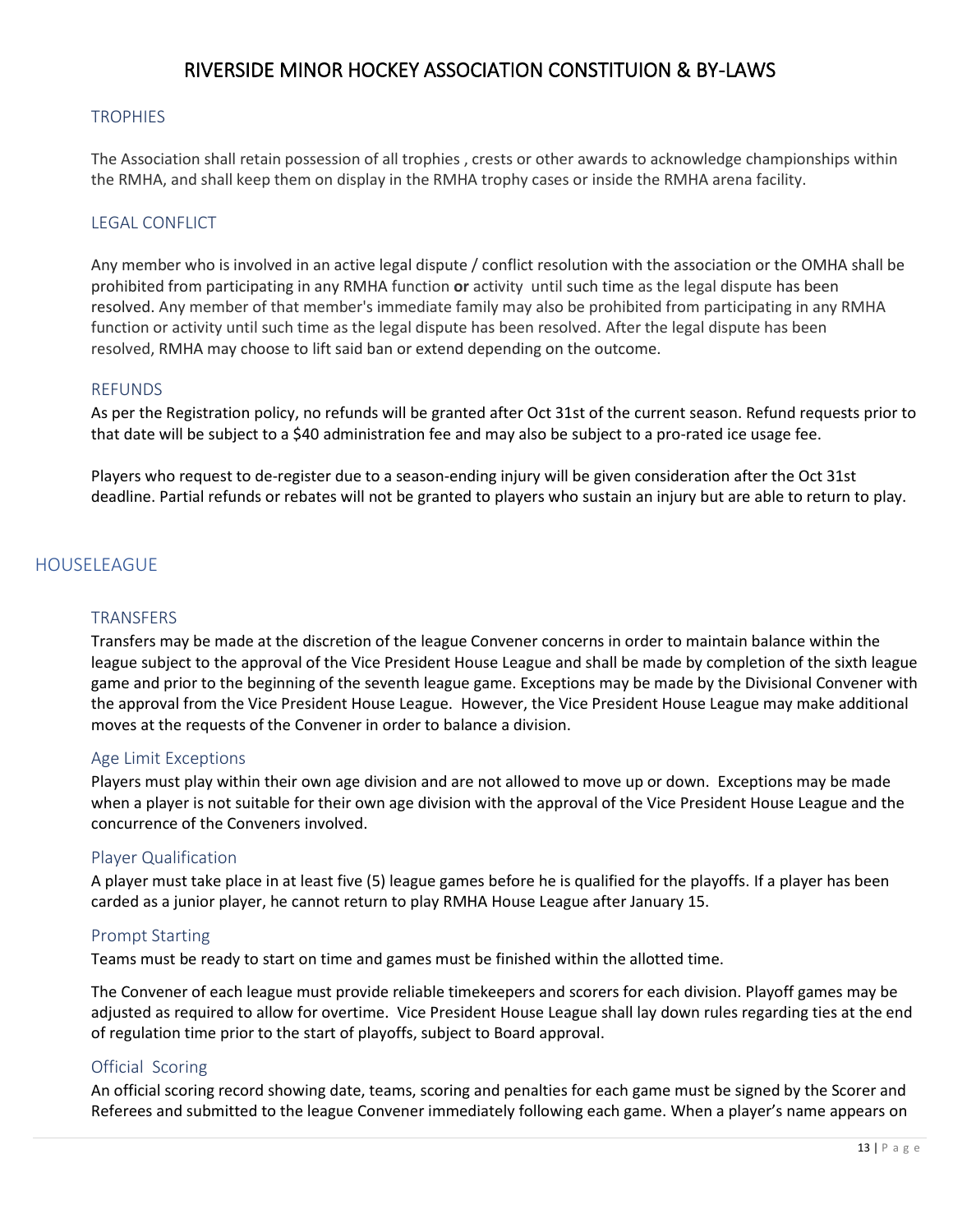## TROPHIES

The Association shall retain possession of all trophies , crests or other awards to acknowledge championships within the RMHA, and shall keep them on display in the RMHA trophy cases or inside the RMHA arena facility.

## LEGAL CONFLICT

Any member who is involved in an active legal dispute / conflict resolution with the association or the OMHA shall be prohibited from participating in any RMHA function **or** activity until such time as the legal dispute has been resolved. Any member of that member's immediate family may also be prohibited from participating in any RMHA function or activity until such time as the legal dispute has been resolved. After the legal dispute has been resolved, RMHA may choose to lift said ban or extend depending on the outcome.

## REFUNDS

As per the Registration policy, no refunds will be granted after Oct 31st of the current season. Refund requests prior to that date will be subject to a $40 administration fee and may also be subject to a pro-rated ice usage fee.

Players who request to de-register due to a season-ending injury will be given consideration after the Oct 31st deadline. Partial refunds or rebates will not be granted to players who sustain an injury but are able to return to play.

# HOUSELEAGUE

## TRANSFERS

Transfers may be made at the discretion of the league Convener concerns in order to maintain balance within the league subject to the approval of the Vice President House League and shall be made by completion of the sixth league game and prior to the beginning of the seventh league game. Exceptions may be made by the Divisional Convener with the approval from the Vice President House League. However, the Vice President House League may make additional moves at the requests of the Convener in order to balance a division.

### Age Limit Exceptions

Players must play within their own age division and are not allowed to move up or down. Exceptions may be made when a player is not suitable for their own age division with the approval of the Vice President House League and the concurrence of the Conveners involved.

### Player Qualification

A player must take place in at least five (5) league games before he is qualified for the playoffs. If a player has been carded as a junior player, he cannot return to play RMHA House League after January 15.

### Prompt Starting

Teams must be ready to start on time and games must be finished within the allotted time.

The Convener of each league must provide reliable timekeepers and scorers for each division. Playoff games may be adjusted as required to allow for overtime. Vice President House League shall lay down rules regarding ties at the end of regulation time prior to the start of playoffs, subject to Board approval.

### Official Scoring

An official scoring record showing date, teams, scoring and penalties for each game must be signed by the Scorer and Referees and submitted to the league Convener immediately following each game. When a player's name appears on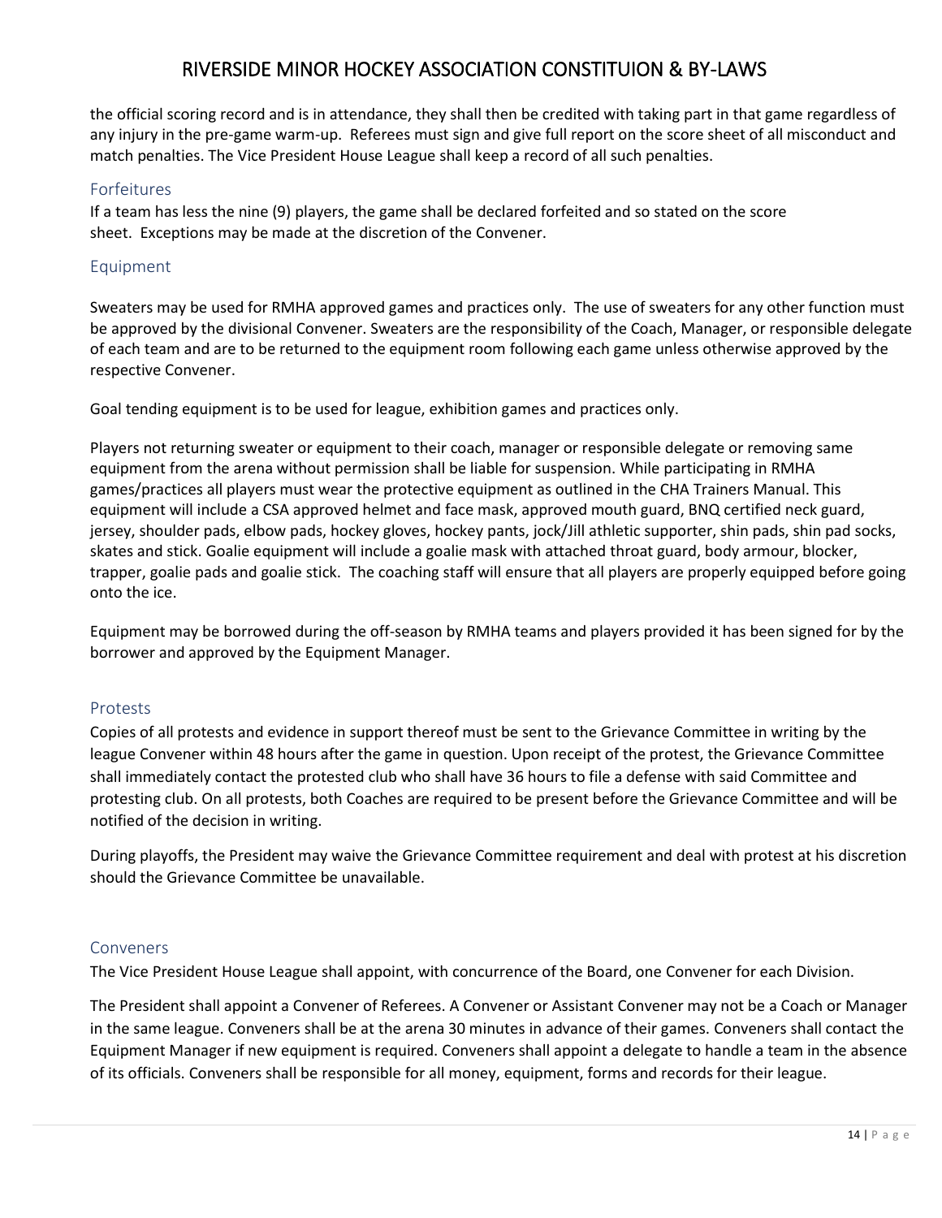the official scoring record and is in attendance, they shall then be credited with taking part in that game regardless of any injury in the pre-game warm-up. Referees must sign and give full report on the score sheet of all misconduct and match penalties. The Vice President House League shall keep a record of all such penalties.

### Forfeitures

If a team has less the nine (9) players, the game shall be declared forfeited and so stated on the score sheet. Exceptions may be made at the discretion of the Convener.

### Equipment

Sweaters may be used for RMHA approved games and practices only. The use of sweaters for any other function must be approved by the divisional Convener. Sweaters are the responsibility of the Coach, Manager, or responsible delegate of each team and are to be returned to the equipment room following each game unless otherwise approved by the respective Convener.

Goal tending equipment is to be used for league, exhibition games and practices only.

Players not returning sweater or equipment to their coach, manager or responsible delegate or removing same equipment from the arena without permission shall be liable for suspension. While participating in RMHA games/practices all players must wear the protective equipment as outlined in the CHA Trainers Manual. This equipment will include a CSA approved helmet and face mask, approved mouth guard, BNQ certified neck guard, jersey, shoulder pads, elbow pads, hockey gloves, hockey pants, jock/Jill athletic supporter, shin pads, shin pad socks, skates and stick. Goalie equipment will include a goalie mask with attached throat guard, body armour, blocker, trapper, goalie pads and goalie stick. The coaching staff will ensure that all players are properly equipped before going onto the ice.

Equipment may be borrowed during the off-season by RMHA teams and players provided it has been signed for by the borrower and approved by the Equipment Manager.

### Protests

Copies of all protests and evidence in support thereof must be sent to the Grievance Committee in writing by the league Convener within 48 hours after the game in question. Upon receipt of the protest, the Grievance Committee shall immediately contact the protested club who shall have 36 hours to file a defense with said Committee and protesting club. On all protests, both Coaches are required to be present before the Grievance Committee and will be notified of the decision in writing.

During playoffs, the President may waive the Grievance Committee requirement and deal with protest at his discretion should the Grievance Committee be unavailable.

### Conveners

The Vice President House League shall appoint, with concurrence of the Board, one Convener for each Division.

The President shall appoint a Convener of Referees. A Convener or Assistant Convener may not be a Coach or Manager in the same league. Conveners shall be at the arena 30 minutes in advance of their games. Conveners shall contact the Equipment Manager if new equipment is required. Conveners shall appoint a delegate to handle a team in the absence of its officials. Conveners shall be responsible for all money, equipment, forms and records for their league.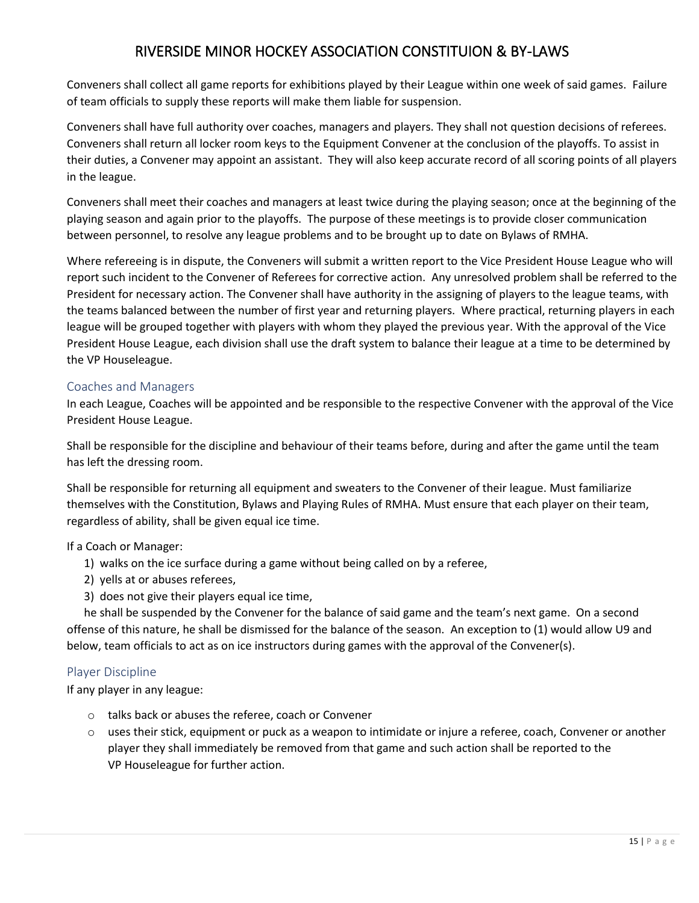Conveners shall collect all game reports for exhibitions played by their League within one week of said games. Failure of team officials to supply these reports will make them liable for suspension.

Conveners shall have full authority over coaches, managers and players. They shall not question decisions of referees. Conveners shall return all locker room keys to the Equipment Convener at the conclusion of the playoffs. To assist in their duties, a Convener may appoint an assistant. They will also keep accurate record of all scoring points of all players in the league.

Conveners shall meet their coaches and managers at least twice during the playing season; once at the beginning of the playing season and again prior to the playoffs. The purpose of these meetings is to provide closer communication between personnel, to resolve any league problems and to be brought up to date on Bylaws of RMHA.

Where refereeing is in dispute, the Conveners will submit a written report to the Vice President House League who will report such incident to the Convener of Referees for corrective action. Any unresolved problem shall be referred to the President for necessary action. The Convener shall have authority in the assigning of players to the league teams, with the teams balanced between the number of first year and returning players. Where practical, returning players in each league will be grouped together with players with whom they played the previous year. With the approval of the Vice President House League, each division shall use the draft system to balance their league at a time to be determined by the VP Houseleague.

## Coaches and Managers

In each League, Coaches will be appointed and be responsible to the respective Convener with the approval of the Vice President House League.

Shall be responsible for the discipline and behaviour of their teams before, during and after the game until the team has left the dressing room.

Shall be responsible for returning all equipment and sweaters to the Convener of their league. Must familiarize themselves with the Constitution, Bylaws and Playing Rules of RMHA. Must ensure that each player on their team, regardless of ability, shall be given equal ice time.

If a Coach or Manager:

1) walks on the ice surface during a game without being called on by a referee,
2) yells at or abuses referees,
3) does not give their players equal ice time,

he shall be suspended by the Convener for the balance of said game and the team's next game. On a second offense of this nature, he shall be dismissed for the balance of the season. An exception to (1) would allow U9 and below, team officials to act as on ice instructors during games with the approval of the Convener(s).

## Player Discipline

If any player in any league:

- talks back or abuses the referee, coach or Convener
- uses their stick, equipment or puck as a weapon to intimidate or injure a referee, coach, Convener or another player they shall immediately be removed from that game and such action shall be reported to the VP Houseleague for further action.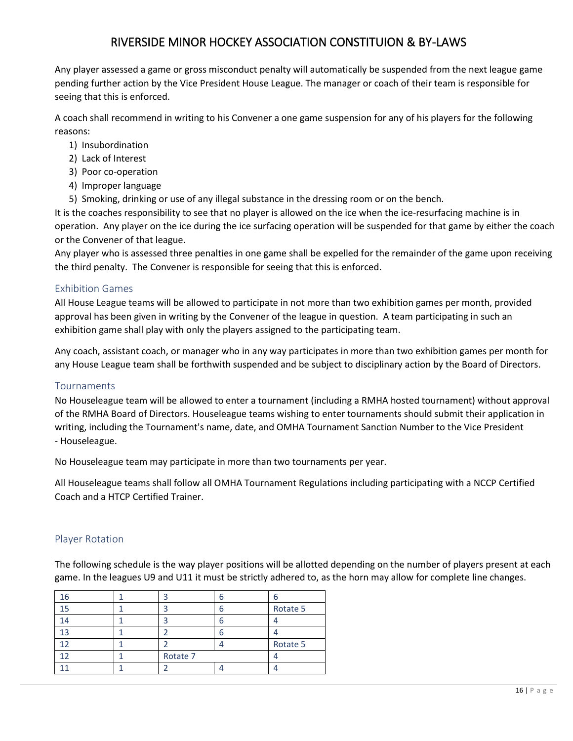Any player assessed a game or gross misconduct penalty will automatically be suspended from the next league game pending further action by the Vice President House League. The manager or coach of their team is responsible for seeing that this is enforced.

A coach shall recommend in writing to his Convener a one game suspension for any of his players for the following reasons:

1) Insubordination
2) Lack of Interest
3) Poor co-operation
4) Improper language
5) Smoking, drinking or use of any illegal substance in the dressing room or on the bench.

It is the coaches responsibility to see that no player is allowed on the ice when the ice-resurfacing machine is in operation. Any player on the ice during the ice surfacing operation will be suspended for that game by either the coach or the Convener of that league.

Any player who is assessed three penalties in one game shall be expelled for the remainder of the game upon receiving the third penalty. The Convener is responsible for seeing that this is enforced.

## Exhibition Games

All House League teams will be allowed to participate in not more than two exhibition games per month, provided approval has been given in writing by the Convener of the league in question. A team participating in such an exhibition game shall play with only the players assigned to the participating team.

Any coach, assistant coach, or manager who in any way participates in more than two exhibition games per month for any House League team shall be forthwith suspended and be subject to disciplinary action by the Board of Directors.

## Tournaments

No Houseleague team will be allowed to enter a tournament (including a RMHA hosted tournament) without approval of the RMHA Board of Directors. Houseleague teams wishing to enter tournaments should submit their application in writing, including the Tournament's name, date, and OMHA Tournament Sanction Number to the Vice President - Houseleague.

No Houseleague team may participate in more than two tournaments per year.

All Houseleague teams shall follow all OMHA Tournament Regulations including participating with a NCCP Certified Coach and a HTCP Certified Trainer.

## Player Rotation

The following schedule is the way player positions will be allotted depending on the number of players present at each game. In the leagues U9 and U11 it must be strictly adhered to, as the horn may allow for complete line changes.

| 16 | 1 | 3 | 6 | 6 |
|---|---|---|---|---|
| 15 | 1 | 3 | 6 | Rotate 5 |
| 14 | 1 | 3 | 6 | 4 |
| 13 | 1 | 2 | 6 | 4 |
| 12 | 1 | 2 | 4 | Rotate 5 |
| 12 | 1 | Rotate 7 | | 4 |
| 11 | 1 | 2 | 4 | 4 |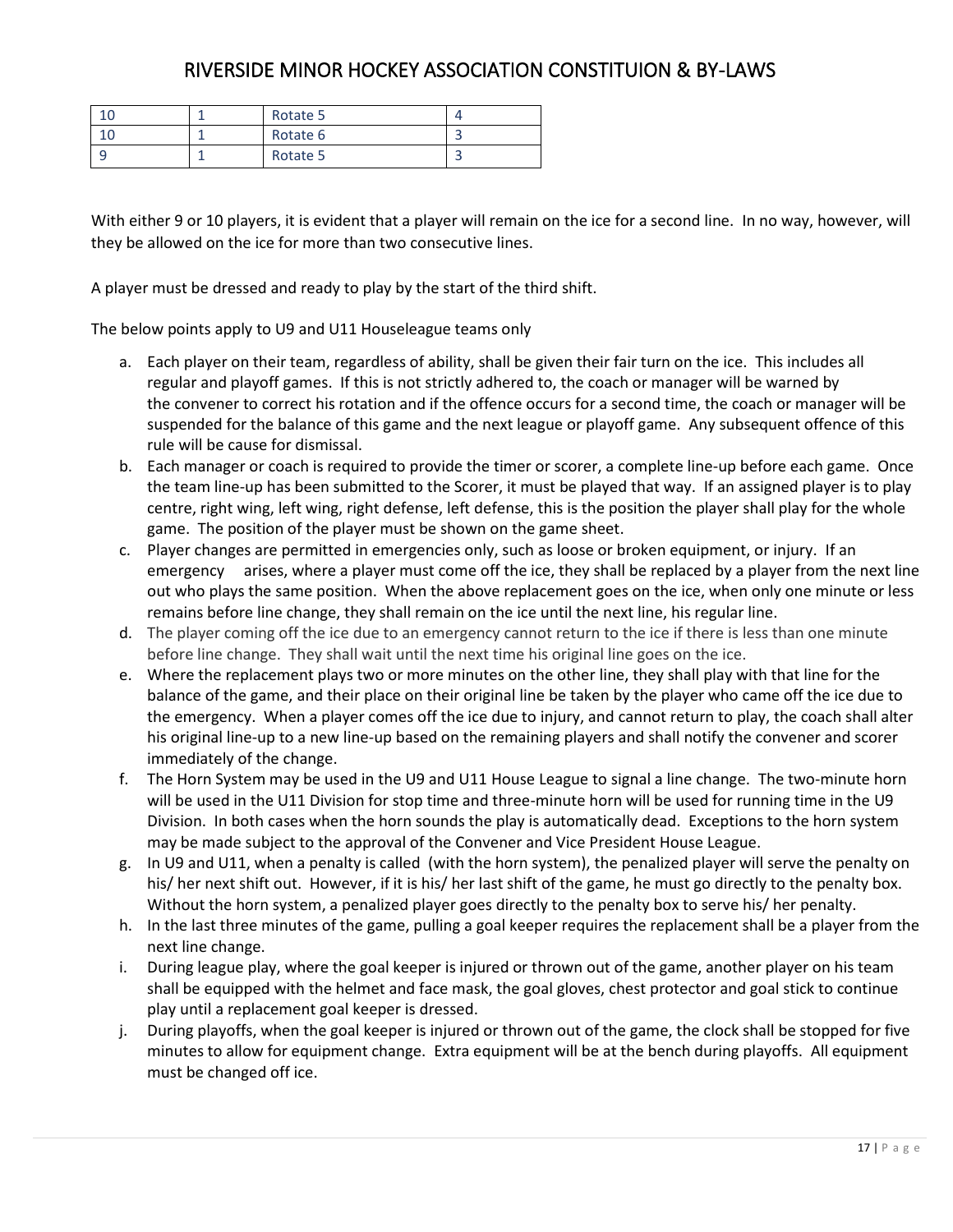| 10 | 1 | Rotate 5 | 4 |
|---|---|---|---|
| 10 | 1 | Rotate 6 | 3 |
| 9 | 1 | Rotate 5 | 3 |

With either 9 or 10 players, it is evident that a player will remain on the ice for a second line. In no way, however, will they be allowed on the ice for more than two consecutive lines.

A player must be dressed and ready to play by the start of the third shift.

The below points apply to U9 and U11 Houseleague teams only

a. Each player on their team, regardless of ability, shall be given their fair turn on the ice. This includes all regular and playoff games. If this is not strictly adhered to, the coach or manager will be warned by the convener to correct his rotation and if the offence occurs for a second time, the coach or manager will be suspended for the balance of this game and the next league or playoff game. Any subsequent offence of this rule will be cause for dismissal.
b. Each manager or coach is required to provide the timer or scorer, a complete line-up before each game. Once the team line-up has been submitted to the Scorer, it must be played that way. If an assigned player is to play centre, right wing, left wing, right defense, left defense, this is the position the player shall play for the whole game. The position of the player must be shown on the game sheet.
c. Player changes are permitted in emergencies only, such as loose or broken equipment, or injury. If an emergency arises, where a player must come off the ice, they shall be replaced by a player from the next line out who plays the same position. When the above replacement goes on the ice, when only one minute or less remains before line change, they shall remain on the ice until the next line, his regular line.
d. The player coming off the ice due to an emergency cannot return to the ice if there is less than one minute before line change. They shall wait until the next time his original line goes on the ice.
e. Where the replacement plays two or more minutes on the other line, they shall play with that line for the balance of the game, and their place on their original line be taken by the player who came off the ice due to the emergency. When a player comes off the ice due to injury, and cannot return to play, the coach shall alter his original line-up to a new line-up based on the remaining players and shall notify the convener and scorer immediately of the change.
f. The Horn System may be used in the U9 and U11 House League to signal a line change. The two-minute horn will be used in the U11 Division for stop time and three-minute horn will be used for running time in the U9 Division. In both cases when the horn sounds the play is automatically dead. Exceptions to the horn system may be made subject to the approval of the Convener and Vice President House League.
g. In U9 and U11, when a penalty is called (with the horn system), the penalized player will serve the penalty on his/ her next shift out. However, if it is his/ her last shift of the game, he must go directly to the penalty box. Without the horn system, a penalized player goes directly to the penalty box to serve his/ her penalty.
h. In the last three minutes of the game, pulling a goal keeper requires the replacement shall be a player from the next line change.
i. During league play, where the goal keeper is injured or thrown out of the game, another player on his team shall be equipped with the helmet and face mask, the goal gloves, chest protector and goal stick to continue play until a replacement goal keeper is dressed.
j. During playoffs, when the goal keeper is injured or thrown out of the game, the clock shall be stopped for five minutes to allow for equipment change. Extra equipment will be at the bench during playoffs. All equipment must be changed off ice.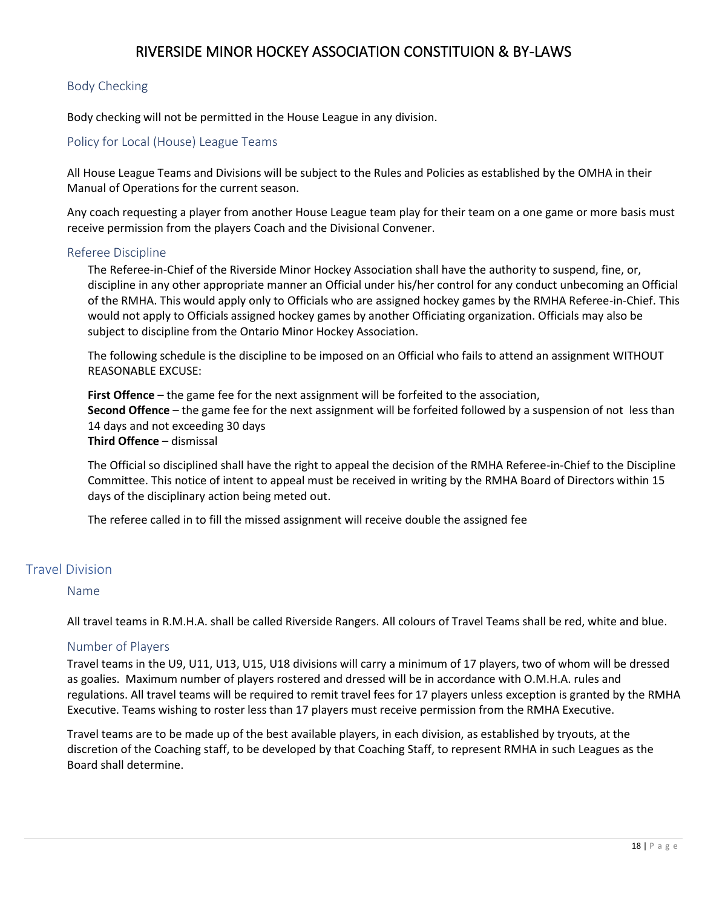## Body Checking

Body checking will not be permitted in the House League in any division.

## Policy for Local (House) League Teams

All House League Teams and Divisions will be subject to the Rules and Policies as established by the OMHA in their Manual of Operations for the current season.

Any coach requesting a player from another House League team play for their team on a one game or more basis must receive permission from the players Coach and the Divisional Convener.

## Referee Discipline

The Referee-in-Chief of the Riverside Minor Hockey Association shall have the authority to suspend, fine, or, discipline in any other appropriate manner an Official under his/her control for any conduct unbecoming an Official of the RMHA. This would apply only to Officials who are assigned hockey games by the RMHA Referee-in-Chief. This would not apply to Officials assigned hockey games by another Officiating organization. Officials may also be subject to discipline from the Ontario Minor Hockey Association.

The following schedule is the discipline to be imposed on an Official who fails to attend an assignment WITHOUT REASONABLE EXCUSE:

**First Offence** – the game fee for the next assignment will be forfeited to the association,
**Second Offence** – the game fee for the next assignment will be forfeited followed by a suspension of not less than 14 days and not exceeding 30 days
**Third Offence** – dismissal

The Official so disciplined shall have the right to appeal the decision of the RMHA Referee-in-Chief to the Discipline Committee. This notice of intent to appeal must be received in writing by the RMHA Board of Directors within 15 days of the disciplinary action being meted out.

The referee called in to fill the missed assignment will receive double the assigned fee

# Travel Division

## Name

All travel teams in R.M.H.A. shall be called Riverside Rangers. All colours of Travel Teams shall be red, white and blue.

## Number of Players

Travel teams in the U9, U11, U13, U15, U18 divisions will carry a minimum of 17 players, two of whom will be dressed as goalies. Maximum number of players rostered and dressed will be in accordance with O.M.H.A. rules and regulations. All travel teams will be required to remit travel fees for 17 players unless exception is granted by the RMHA Executive. Teams wishing to roster less than 17 players must receive permission from the RMHA Executive.

Travel teams are to be made up of the best available players, in each division, as established by tryouts, at the discretion of the Coaching staff, to be developed by that Coaching Staff, to represent RMHA in such Leagues as the Board shall determine.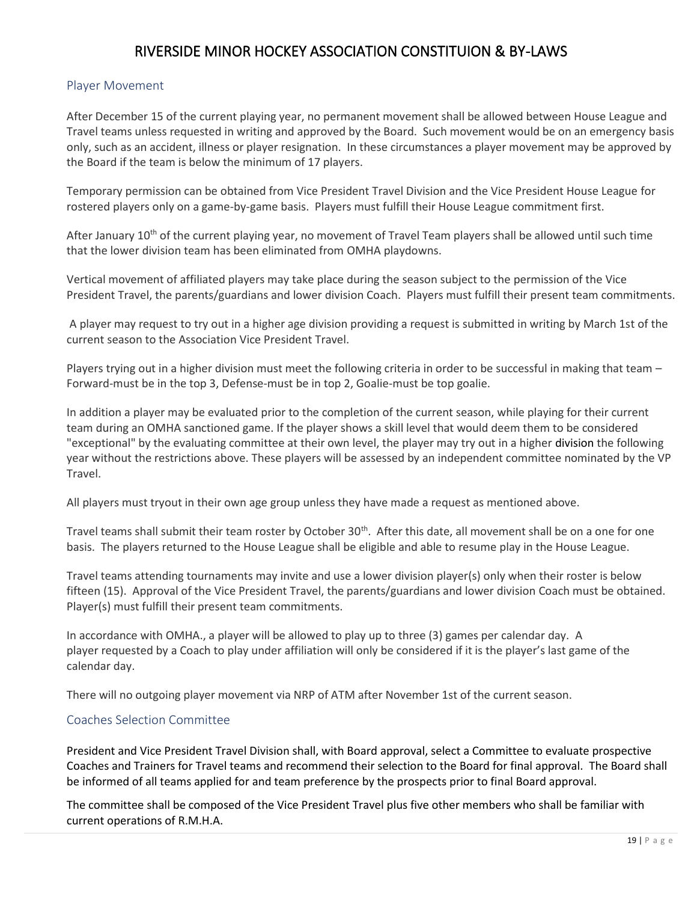## Player Movement

After December 15 of the current playing year, no permanent movement shall be allowed between House League and Travel teams unless requested in writing and approved by the Board. Such movement would be on an emergency basis only, such as an accident, illness or player resignation. In these circumstances a player movement may be approved by the Board if the team is below the minimum of 17 players.

Temporary permission can be obtained from Vice President Travel Division and the Vice President House League for rostered players only on a game-by-game basis. Players must fulfill their House League commitment first.

After January 10th of the current playing year, no movement of Travel Team players shall be allowed until such time that the lower division team has been eliminated from OMHA playdowns.

Vertical movement of affiliated players may take place during the season subject to the permission of the Vice President Travel, the parents/guardians and lower division Coach. Players must fulfill their present team commitments.

A player may request to try out in a higher age division providing a request is submitted in writing by March 1st of the current season to the Association Vice President Travel.

Players trying out in a higher division must meet the following criteria in order to be successful in making that team – Forward-must be in the top 3, Defense-must be in top 2, Goalie-must be top goalie.

In addition a player may be evaluated prior to the completion of the current season, while playing for their current team during an OMHA sanctioned game. If the player shows a skill level that would deem them to be considered "exceptional" by the evaluating committee at their own level, the player may try out in a higher division the following year without the restrictions above. These players will be assessed by an independent committee nominated by the VP Travel.

All players must tryout in their own age group unless they have made a request as mentioned above.

Travel teams shall submit their team roster by October 30th. After this date, all movement shall be on a one for one basis. The players returned to the House League shall be eligible and able to resume play in the House League.

Travel teams attending tournaments may invite and use a lower division player(s) only when their roster is below fifteen (15). Approval of the Vice President Travel, the parents/guardians and lower division Coach must be obtained. Player(s) must fulfill their present team commitments.

In accordance with OMHA., a player will be allowed to play up to three (3) games per calendar day. A player requested by a Coach to play under affiliation will only be considered if it is the player's last game of the calendar day.

There will no outgoing player movement via NRP of ATM after November 1st of the current season.

## Coaches Selection Committee

President and Vice President Travel Division shall, with Board approval, select a Committee to evaluate prospective Coaches and Trainers for Travel teams and recommend their selection to the Board for final approval. The Board shall be informed of all teams applied for and team preference by the prospects prior to final Board approval.

The committee shall be composed of the Vice President Travel plus five other members who shall be familiar with current operations of R.M.H.A.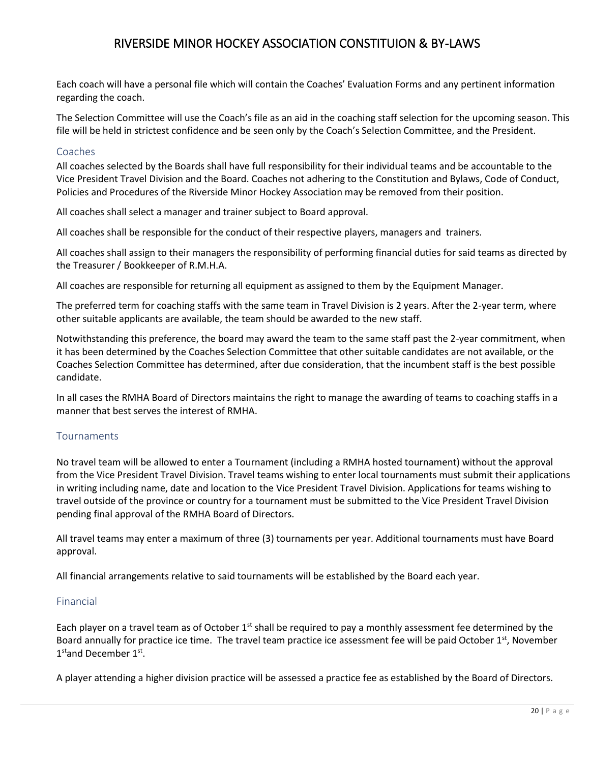Each coach will have a personal file which will contain the Coaches' Evaluation Forms and any pertinent information regarding the coach.

The Selection Committee will use the Coach's file as an aid in the coaching staff selection for the upcoming season. This file will be held in strictest confidence and be seen only by the Coach's Selection Committee, and the President.

### Coaches

All coaches selected by the Boards shall have full responsibility for their individual teams and be accountable to the Vice President Travel Division and the Board. Coaches not adhering to the Constitution and Bylaws, Code of Conduct, Policies and Procedures of the Riverside Minor Hockey Association may be removed from their position.

All coaches shall select a manager and trainer subject to Board approval.

All coaches shall be responsible for the conduct of their respective players, managers and trainers.

All coaches shall assign to their managers the responsibility of performing financial duties for said teams as directed by the Treasurer / Bookkeeper of R.M.H.A.

All coaches are responsible for returning all equipment as assigned to them by the Equipment Manager.

The preferred term for coaching staffs with the same team in Travel Division is 2 years. After the 2-year term, where other suitable applicants are available, the team should be awarded to the new staff.

Notwithstanding this preference, the board may award the team to the same staff past the 2-year commitment, when it has been determined by the Coaches Selection Committee that other suitable candidates are not available, or the Coaches Selection Committee has determined, after due consideration, that the incumbent staff is the best possible candidate.

In all cases the RMHA Board of Directors maintains the right to manage the awarding of teams to coaching staffs in a manner that best serves the interest of RMHA.

### Tournaments

No travel team will be allowed to enter a Tournament (including a RMHA hosted tournament) without the approval from the Vice President Travel Division. Travel teams wishing to enter local tournaments must submit their applications in writing including name, date and location to the Vice President Travel Division. Applications for teams wishing to travel outside of the province or country for a tournament must be submitted to the Vice President Travel Division pending final approval of the RMHA Board of Directors.

All travel teams may enter a maximum of three (3) tournaments per year. Additional tournaments must have Board approval.

All financial arrangements relative to said tournaments will be established by the Board each year.

### Financial

Each player on a travel team as of October 1st shall be required to pay a monthly assessment fee determined by the Board annually for practice ice time. The travel team practice ice assessment fee will be paid October 1st, November 1st and December 1st.

A player attending a higher division practice will be assessed a practice fee as established by the Board of Directors.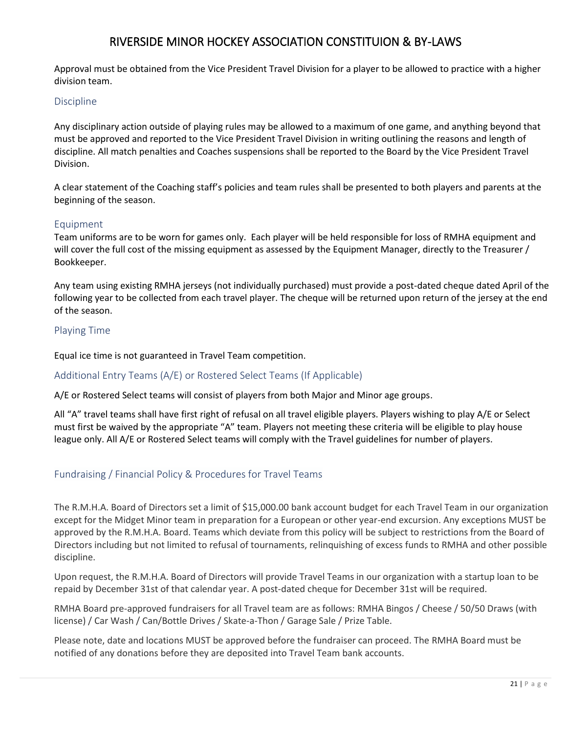Approval must be obtained from the Vice President Travel Division for a player to be allowed to practice with a higher division team.

### Discipline

Any disciplinary action outside of playing rules may be allowed to a maximum of one game, and anything beyond that must be approved and reported to the Vice President Travel Division in writing outlining the reasons and length of discipline. All match penalties and Coaches suspensions shall be reported to the Board by the Vice President Travel Division.

A clear statement of the Coaching staff's policies and team rules shall be presented to both players and parents at the beginning of the season.

### Equipment

Team uniforms are to be worn for games only. Each player will be held responsible for loss of RMHA equipment and will cover the full cost of the missing equipment as assessed by the Equipment Manager, directly to the Treasurer / Bookkeeper.

Any team using existing RMHA jerseys (not individually purchased) must provide a post-dated cheque dated April of the following year to be collected from each travel player. The cheque will be returned upon return of the jersey at the end of the season.

### Playing Time

Equal ice time is not guaranteed in Travel Team competition.

### Additional Entry Teams (A/E) or Rostered Select Teams (If Applicable)

A/E or Rostered Select teams will consist of players from both Major and Minor age groups.

All "A" travel teams shall have first right of refusal on all travel eligible players. Players wishing to play A/E or Select must first be waived by the appropriate "A" team. Players not meeting these criteria will be eligible to play house league only. All A/E or Rostered Select teams will comply with the Travel guidelines for number of players.

### Fundraising / Financial Policy & Procedures for Travel Teams

The R.M.H.A. Board of Directors set a limit of $15,000.00 bank account budget for each Travel Team in our organization except for the Midget Minor team in preparation for a European or other year-end excursion. Any exceptions MUST be approved by the R.M.H.A. Board. Teams which deviate from this policy will be subject to restrictions from the Board of Directors including but not limited to refusal of tournaments, relinquishing of excess funds to RMHA and other possible discipline.

Upon request, the R.M.H.A. Board of Directors will provide Travel Teams in our organization with a startup loan to be repaid by December 31st of that calendar year. A post-dated cheque for December 31st will be required.

RMHA Board pre-approved fundraisers for all Travel team are as follows: RMHA Bingos / Cheese / 50/50 Draws (with license) / Car Wash / Can/Bottle Drives / Skate-a-Thon / Garage Sale / Prize Table.

Please note, date and locations MUST be approved before the fundraiser can proceed. The RMHA Board must be notified of any donations before they are deposited into Travel Team bank accounts.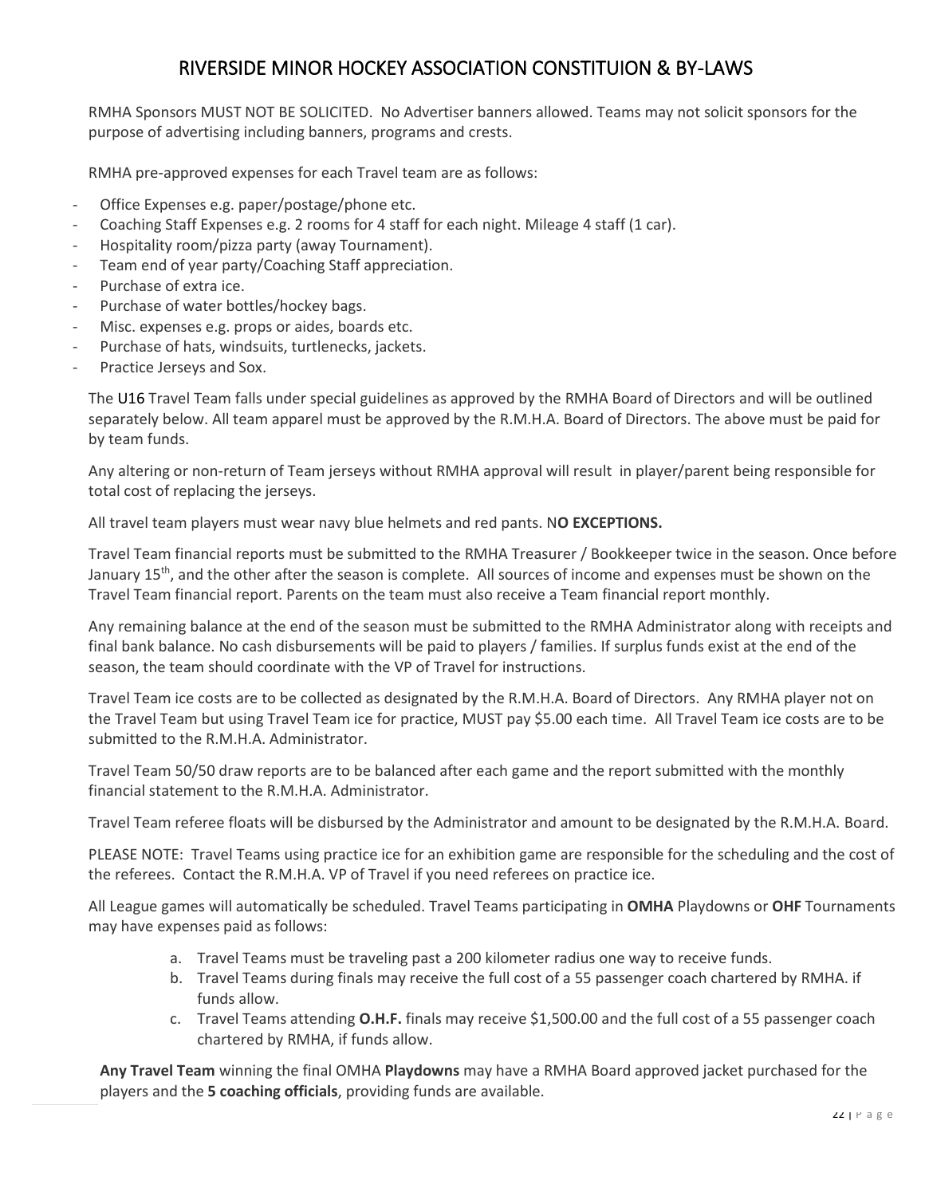RMHA Sponsors MUST NOT BE SOLICITED. No Advertiser banners allowed. Teams may not solicit sponsors for the purpose of advertising including banners, programs and crests.

RMHA pre-approved expenses for each Travel team are as follows:

- Office Expenses e.g. paper/postage/phone etc.
- Coaching Staff Expenses e.g. 2 rooms for 4 staff for each night. Mileage 4 staff (1 car).
- Hospitality room/pizza party (away Tournament).
- Team end of year party/Coaching Staff appreciation.
- Purchase of extra ice.
- Purchase of water bottles/hockey bags.
- Misc. expenses e.g. props or aides, boards etc.
- Purchase of hats, windsuits, turtlenecks, jackets.
- Practice Jerseys and Sox.

The U16 Travel Team falls under special guidelines as approved by the RMHA Board of Directors and will be outlined separately below. All team apparel must be approved by the R.M.H.A. Board of Directors. The above must be paid for by team funds.

Any altering or non-return of Team jerseys without RMHA approval will result in player/parent being responsible for total cost of replacing the jerseys.

All travel team players must wear navy blue helmets and red pants. N**O EXCEPTIONS.**

Travel Team financial reports must be submitted to the RMHA Treasurer / Bookkeeper twice in the season. Once before January 15th, and the other after the season is complete. All sources of income and expenses must be shown on the Travel Team financial report. Parents on the team must also receive a Team financial report monthly.

Any remaining balance at the end of the season must be submitted to the RMHA Administrator along with receipts and final bank balance. No cash disbursements will be paid to players / families. If surplus funds exist at the end of the season, the team should coordinate with the VP of Travel for instructions.

Travel Team ice costs are to be collected as designated by the R.M.H.A. Board of Directors. Any RMHA player not on the Travel Team but using Travel Team ice for practice, MUST pay $5.00 each time. All Travel Team ice costs are to be submitted to the R.M.H.A. Administrator.

Travel Team 50/50 draw reports are to be balanced after each game and the report submitted with the monthly financial statement to the R.M.H.A. Administrator.

Travel Team referee floats will be disbursed by the Administrator and amount to be designated by the R.M.H.A. Board.

PLEASE NOTE: Travel Teams using practice ice for an exhibition game are responsible for the scheduling and the cost of the referees. Contact the R.M.H.A. VP of Travel if you need referees on practice ice.

All League games will automatically be scheduled. Travel Teams participating in **OMHA** Playdowns or **OHF** Tournaments may have expenses paid as follows:

a. Travel Teams must be traveling past a 200 kilometer radius one way to receive funds.
b. Travel Teams during finals may receive the full cost of a 55 passenger coach chartered by RMHA. if funds allow.
c. Travel Teams attending **O.H.F.** finals may receive $1,500.00 and the full cost of a 55 passenger coach chartered by RMHA, if funds allow.

**Any Travel Team** winning the final OMHA **Playdowns** may have a RMHA Board approved jacket purchased for the players and the **5 coaching officials**, providing funds are available.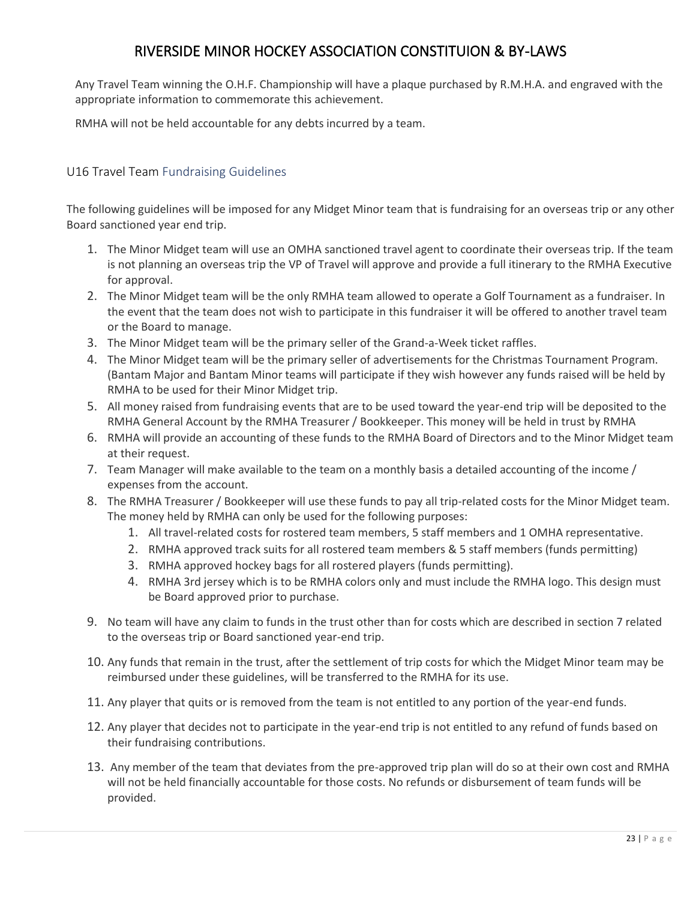Any Travel Team winning the O.H.F. Championship will have a plaque purchased by R.M.H.A. and engraved with the appropriate information to commemorate this achievement.

RMHA will not be held accountable for any debts incurred by a team.

## U16 Travel Team Fundraising Guidelines

The following guidelines will be imposed for any Midget Minor team that is fundraising for an overseas trip or any other Board sanctioned year end trip.

1. The Minor Midget team will use an OMHA sanctioned travel agent to coordinate their overseas trip. If the team is not planning an overseas trip the VP of Travel will approve and provide a full itinerary to the RMHA Executive for approval.
2. The Minor Midget team will be the only RMHA team allowed to operate a Golf Tournament as a fundraiser. In the event that the team does not wish to participate in this fundraiser it will be offered to another travel team or the Board to manage.
3. The Minor Midget team will be the primary seller of the Grand-a-Week ticket raffles.
4. The Minor Midget team will be the primary seller of advertisements for the Christmas Tournament Program. (Bantam Major and Bantam Minor teams will participate if they wish however any funds raised will be held by RMHA to be used for their Minor Midget trip.
5. All money raised from fundraising events that are to be used toward the year-end trip will be deposited to the RMHA General Account by the RMHA Treasurer / Bookkeeper. This money will be held in trust by RMHA
6. RMHA will provide an accounting of these funds to the RMHA Board of Directors and to the Minor Midget team at their request.
7. Team Manager will make available to the team on a monthly basis a detailed accounting of the income / expenses from the account.
8. The RMHA Treasurer / Bookkeeper will use these funds to pay all trip-related costs for the Minor Midget team. The money held by RMHA can only be used for the following purposes:
   1. All travel-related costs for rostered team members, 5 staff members and 1 OMHA representative.
   2. RMHA approved track suits for all rostered team members & 5 staff members (funds permitting)
   3. RMHA approved hockey bags for all rostered players (funds permitting).
   4. RMHA 3rd jersey which is to be RMHA colors only and must include the RMHA logo. This design must be Board approved prior to purchase.
9. No team will have any claim to funds in the trust other than for costs which are described in section 7 related to the overseas trip or Board sanctioned year-end trip.
10. Any funds that remain in the trust, after the settlement of trip costs for which the Midget Minor team may be reimbursed under these guidelines, will be transferred to the RMHA for its use.
11. Any player that quits or is removed from the team is not entitled to any portion of the year-end funds.
12. Any player that decides not to participate in the year-end trip is not entitled to any refund of funds based on their fundraising contributions.
13. Any member of the team that deviates from the pre-approved trip plan will do so at their own cost and RMHA will not be held financially accountable for those costs. No refunds or disbursement of team funds will be provided.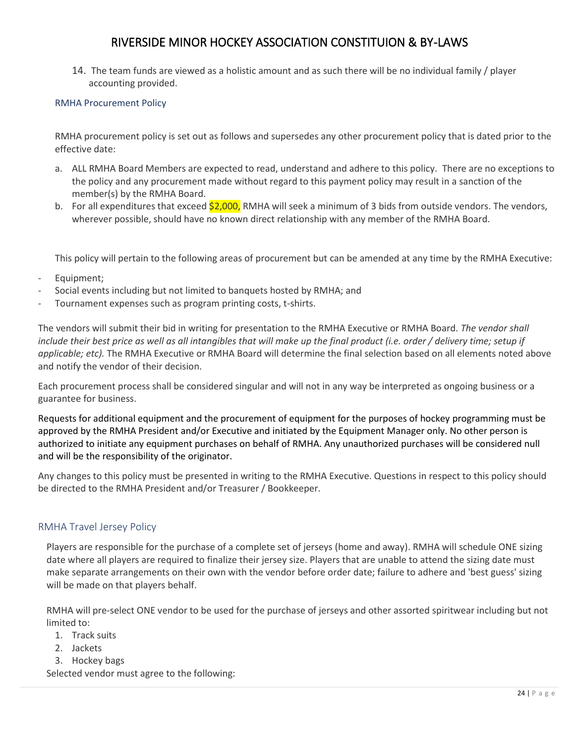14. The team funds are viewed as a holistic amount and as such there will be no individual family / player accounting provided.

## RMHA Procurement Policy

RMHA procurement policy is set out as follows and supersedes any other procurement policy that is dated prior to the effective date:

a. ALL RMHA Board Members are expected to read, understand and adhere to this policy. There are no exceptions to the policy and any procurement made without regard to this payment policy may result in a sanction of the member(s) by the RMHA Board.
b. For all expenditures that exceed $2,000, RMHA will seek a minimum of 3 bids from outside vendors. The vendors, wherever possible, should have no known direct relationship with any member of the RMHA Board.

This policy will pertain to the following areas of procurement but can be amended at any time by the RMHA Executive:

- Equipment;
- Social events including but not limited to banquets hosted by RMHA; and
- Tournament expenses such as program printing costs, t-shirts.

The vendors will submit their bid in writing for presentation to the RMHA Executive or RMHA Board. *The vendor shall include their best price as well as all intangibles that will make up the final product (i.e. order / delivery time; setup if applicable; etc).* The RMHA Executive or RMHA Board will determine the final selection based on all elements noted above and notify the vendor of their decision.

Each procurement process shall be considered singular and will not in any way be interpreted as ongoing business or a guarantee for business.

Requests for additional equipment and the procurement of equipment for the purposes of hockey programming must be approved by the RMHA President and/or Executive and initiated by the Equipment Manager only. No other person is authorized to initiate any equipment purchases on behalf of RMHA. Any unauthorized purchases will be considered null and will be the responsibility of the originator.

Any changes to this policy must be presented in writing to the RMHA Executive. Questions in respect to this policy should be directed to the RMHA President and/or Treasurer / Bookkeeper.

## RMHA Travel Jersey Policy

Players are responsible for the purchase of a complete set of jerseys (home and away). RMHA will schedule ONE sizing date where all players are required to finalize their jersey size. Players that are unable to attend the sizing date must make separate arrangements on their own with the vendor before order date; failure to adhere and 'best guess' sizing will be made on that players behalf.

RMHA will pre-select ONE vendor to be used for the purchase of jerseys and other assorted spiritwear including but not limited to:

1. Track suits
2. Jackets
3. Hockey bags

Selected vendor must agree to the following: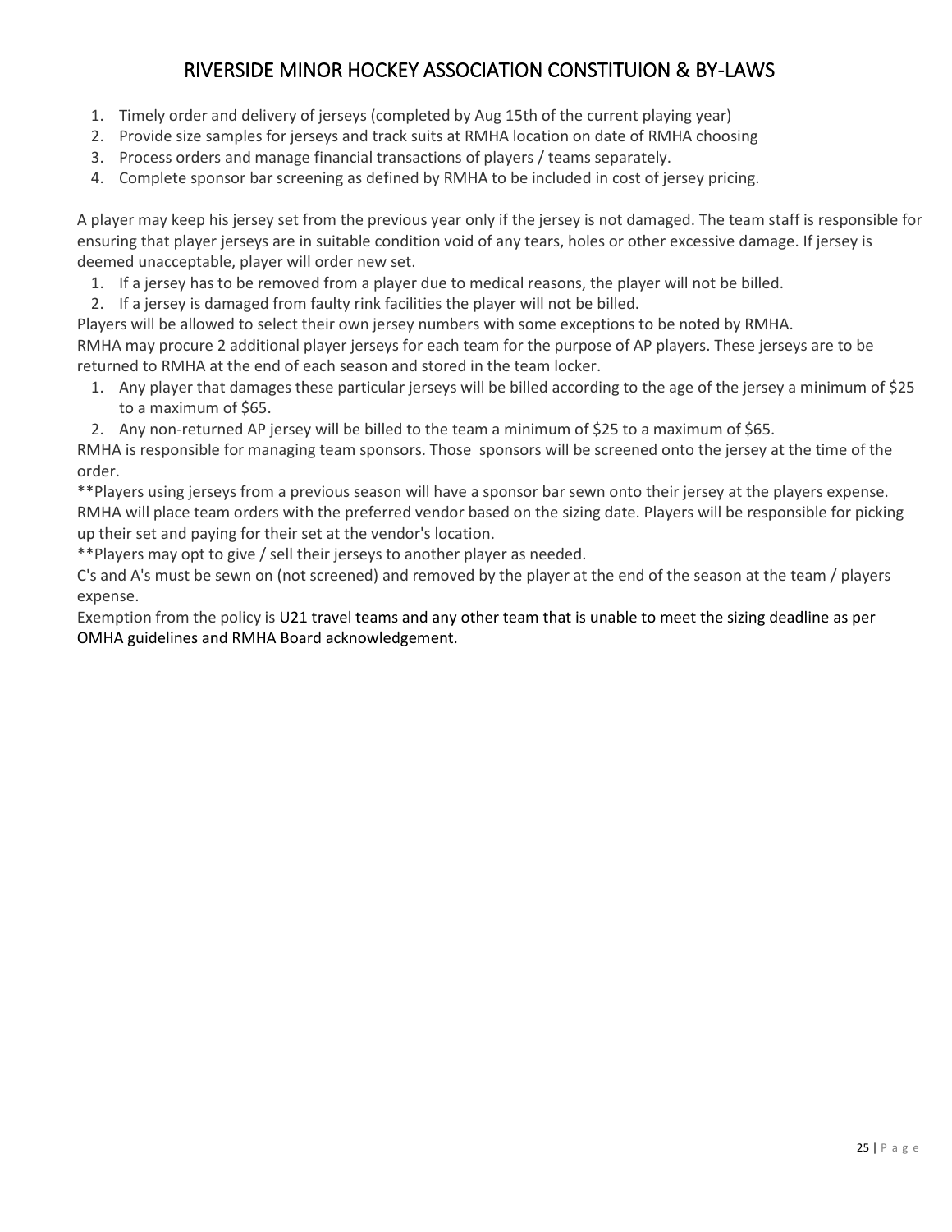1. Timely order and delivery of jerseys (completed by Aug 15th of the current playing year)
2. Provide size samples for jerseys and track suits at RMHA location on date of RMHA choosing
3. Process orders and manage financial transactions of players / teams separately.
4. Complete sponsor bar screening as defined by RMHA to be included in cost of jersey pricing.

A player may keep his jersey set from the previous year only if the jersey is not damaged. The team staff is responsible for ensuring that player jerseys are in suitable condition void of any tears, holes or other excessive damage. If jersey is deemed unacceptable, player will order new set.

1. If a jersey has to be removed from a player due to medical reasons, the player will not be billed.
2. If a jersey is damaged from faulty rink facilities the player will not be billed.

Players will be allowed to select their own jersey numbers with some exceptions to be noted by RMHA.

RMHA may procure 2 additional player jerseys for each team for the purpose of AP players. These jerseys are to be returned to RMHA at the end of each season and stored in the team locker.

1. Any player that damages these particular jerseys will be billed according to the age of the jersey a minimum of $25 to a maximum of $65.
2. Any non-returned AP jersey will be billed to the team a minimum of $25 to a maximum of $65.

RMHA is responsible for managing team sponsors. Those sponsors will be screened onto the jersey at the time of the order.

**Players using jerseys from a previous season will have a sponsor bar sewn onto their jersey at the players expense.

RMHA will place team orders with the preferred vendor based on the sizing date. Players will be responsible for picking up their set and paying for their set at the vendor's location.

**Players may opt to give / sell their jerseys to another player as needed.

C's and A's must be sewn on (not screened) and removed by the player at the end of the season at the team / players expense.

Exemption from the policy is U21 travel teams and any other team that is unable to meet the sizing deadline as per OMHA guidelines and RMHA Board acknowledgement.